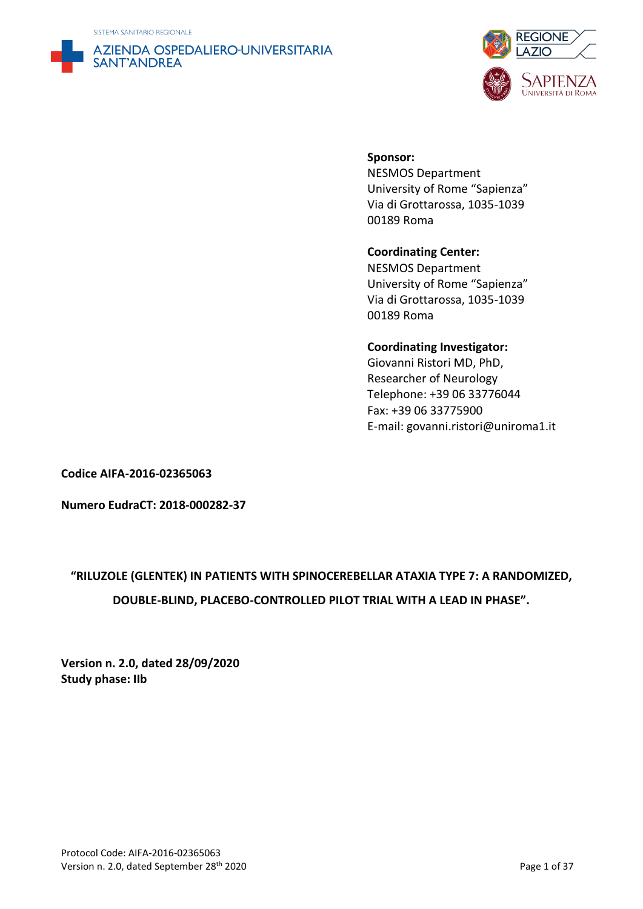SISTEMA SANITARIO REGIONALE

AZIENDA OSPEDALIERO-UNIVERSITARIA SANT'ANDREA

REGIONE LAZIO

SAPIENZA UNIVERSITÀ DI ROMA

**Sponsor:**
NESMOS Department
University of Rome "Sapienza"
Via di Grottarossa, 1035-1039
00189 Roma

**Coordinating Center:**
NESMOS Department
University of Rome "Sapienza"
Via di Grottarossa, 1035-1039
00189 Roma

**Coordinating Investigator:**
Giovanni Ristori MD, PhD,
Researcher of Neurology
Telephone: +39 06 33776044
Fax: +39 06 33775900
E-mail: govanni.ristori@uniroma1.it

**Codice AIFA-2016-02365063**

**Numero EudraCT: 2018-000282-37**

# "RILUZOLE (GLENTEK) IN PATIENTS WITH SPINOCEREBELLAR ATAXIA TYPE 7: A RANDOMIZED, DOUBLE-BLIND, PLACEBO-CONTROLLED PILOT TRIAL WITH A LEAD IN PHASE".

**Version n. 2.0, dated 28/09/2020**
**Study phase: IIb**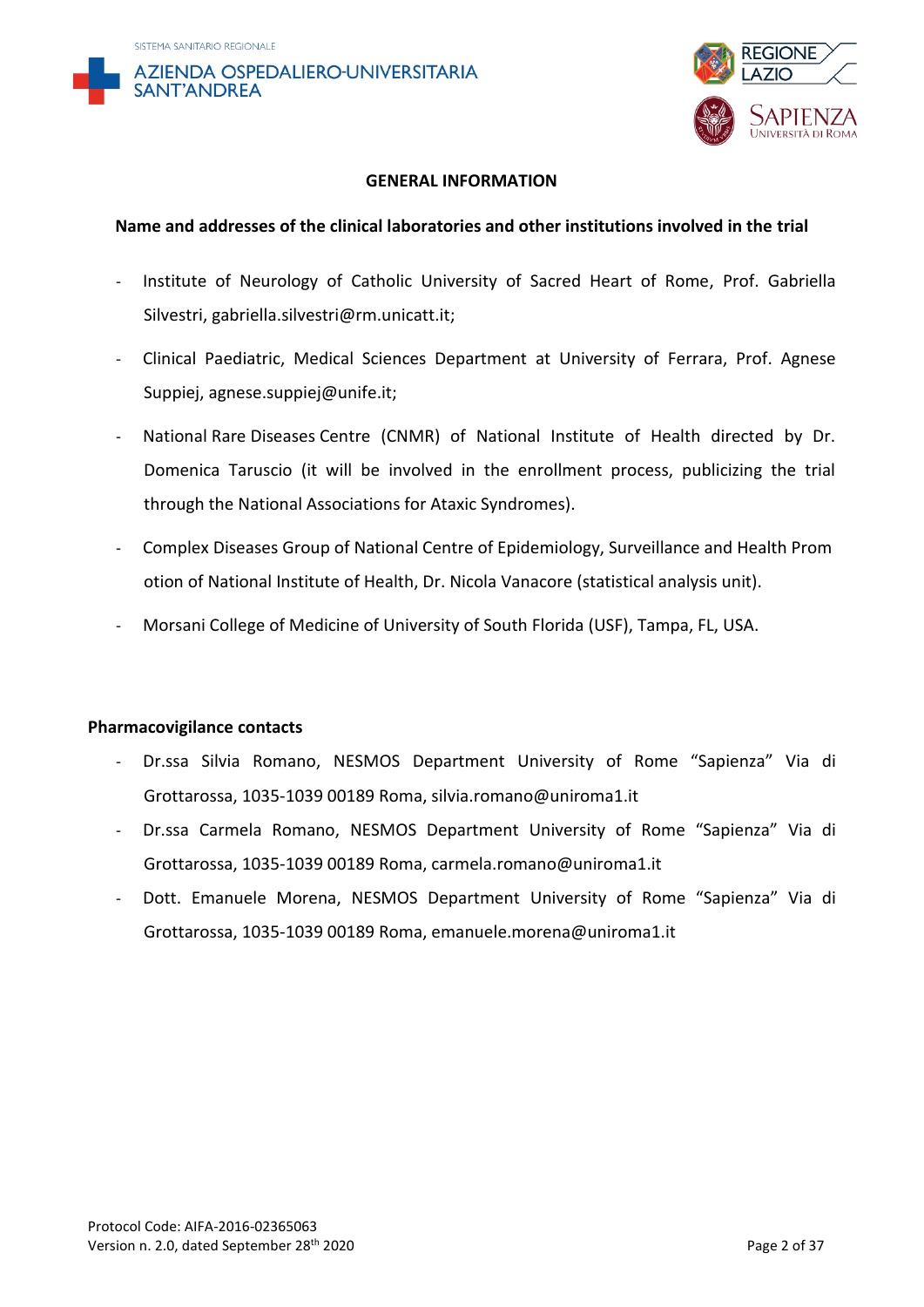## GENERAL INFORMATION

### Name and addresses of the clinical laboratories and other institutions involved in the trial

- Institute of Neurology of Catholic University of Sacred Heart of Rome, Prof. Gabriella Silvestri, gabriella.silvestri@rm.unicatt.it;
- Clinical Paediatric, Medical Sciences Department at University of Ferrara, Prof. Agnese Suppiej, agnese.suppiej@unife.it;
- National Rare Diseases Centre (CNMR) of National Institute of Health directed by Dr. Domenica Taruscio (it will be involved in the enrollment process, publicizing the trial through the National Associations for Ataxic Syndromes).
- Complex Diseases Group of National Centre of Epidemiology, Surveillance and Health Prom otion of National Institute of Health, Dr. Nicola Vanacore (statistical analysis unit).
- Morsani College of Medicine of University of South Florida (USF), Tampa, FL, USA.

### Pharmacovigilance contacts

- Dr.ssa Silvia Romano, NESMOS Department University of Rome "Sapienza" Via di Grottarossa, 1035-1039 00189 Roma, silvia.romano@uniroma1.it
- Dr.ssa Carmela Romano, NESMOS Department University of Rome "Sapienza" Via di Grottarossa, 1035-1039 00189 Roma, carmela.romano@uniroma1.it
- Dott. Emanuele Morena, NESMOS Department University of Rome "Sapienza" Via di Grottarossa, 1035-1039 00189 Roma, emanuele.morena@uniroma1.it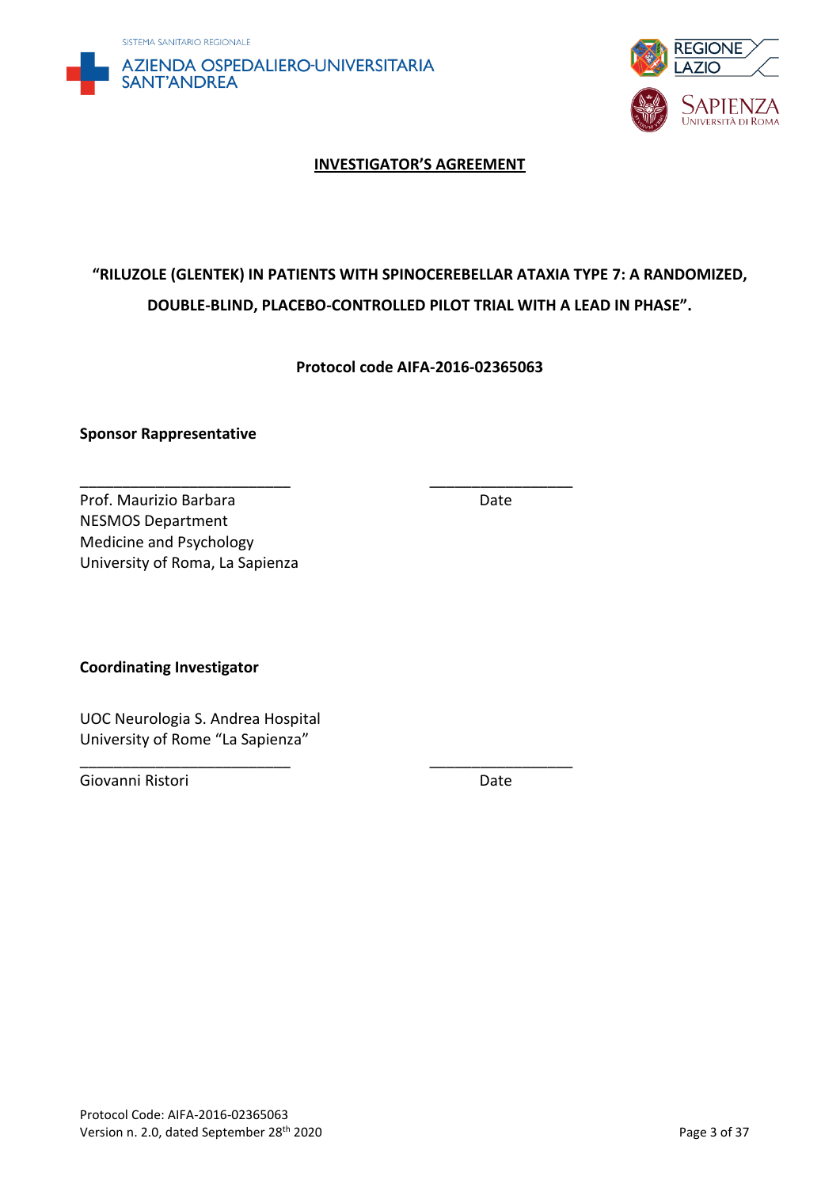**INVESTIGATOR'S AGREEMENT**

**"RILUZOLE (GLENTEK) IN PATIENTS WITH SPINOCEREBELLAR ATAXIA TYPE 7: A RANDOMIZED, DOUBLE-BLIND, PLACEBO-CONTROLLED PILOT TRIAL WITH A LEAD IN PHASE".**

**Protocol code AIFA-2016-02365063**

**Sponsor Rappresentative**

\_\_\_\_\_\_\_\_\_\_\_\_\_\_\_\_\_\_\_\_\_\_\_\_\_\_ \_\_\_\_\_\_\_\_\_\_\_\_\_\_\_\_\_\_

Prof. Maurizio Barbara Date
NESMOS Department
Medicine and Psychology
University of Roma, La Sapienza

**Coordinating Investigator**

UOC Neurologia S. Andrea Hospital
University of Rome "La Sapienza"

\_\_\_\_\_\_\_\_\_\_\_\_\_\_\_\_\_\_\_\_\_\_\_\_\_\_ \_\_\_\_\_\_\_\_\_\_\_\_\_\_\_\_\_\_

Giovanni Ristori Date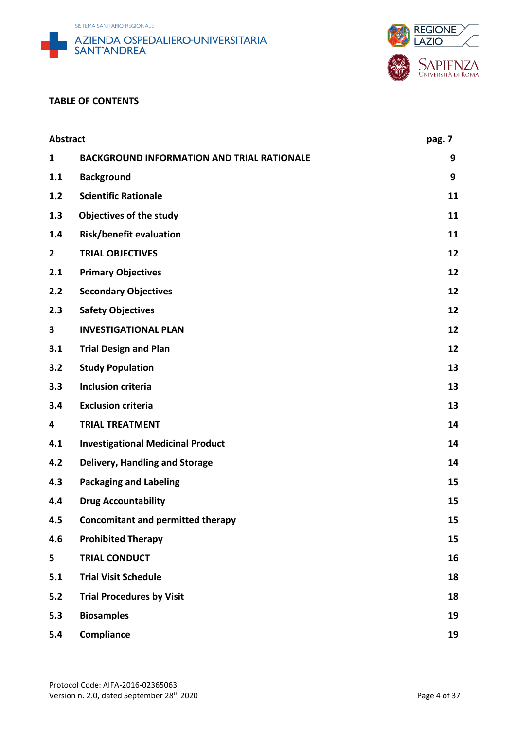**TABLE OF CONTENTS**

| | | |
|---|---|---|
| **Abstract** | | **pag. 7** |
| **1** | **BACKGROUND INFORMATION AND TRIAL RATIONALE** | **9** |
| **1.1** | **Background** | **9** |
| **1.2** | **Scientific Rationale** | **11** |
| **1.3** | **Objectives of the study** | **11** |
| **1.4** | **Risk/benefit evaluation** | **11** |
| **2** | **TRIAL OBJECTIVES** | **12** |
| **2.1** | **Primary Objectives** | **12** |
| **2.2** | **Secondary Objectives** | **12** |
| **2.3** | **Safety Objectives** | **12** |
| **3** | **INVESTIGATIONAL PLAN** | **12** |
| **3.1** | **Trial Design and Plan** | **12** |
| **3.2** | **Study Population** | **13** |
| **3.3** | **Inclusion criteria** | **13** |
| **3.4** | **Exclusion criteria** | **13** |
| **4** | **TRIAL TREATMENT** | **14** |
| **4.1** | **Investigational Medicinal Product** | **14** |
| **4.2** | **Delivery, Handling and Storage** | **14** |
| **4.3** | **Packaging and Labeling** | **15** |
| **4.4** | **Drug Accountability** | **15** |
| **4.5** | **Concomitant and permitted therapy** | **15** |
| **4.6** | **Prohibited Therapy** | **15** |
| **5** | **TRIAL CONDUCT** | **16** |
| **5.1** | **Trial Visit Schedule** | **18** |
| **5.2** | **Trial Procedures by Visit** | **18** |
| **5.3** | **Biosamples** | **19** |
| **5.4** | **Compliance** | **19** |

Protocol Code: AIFA-2016-02365063
Version n. 2.0, dated September 28th 2020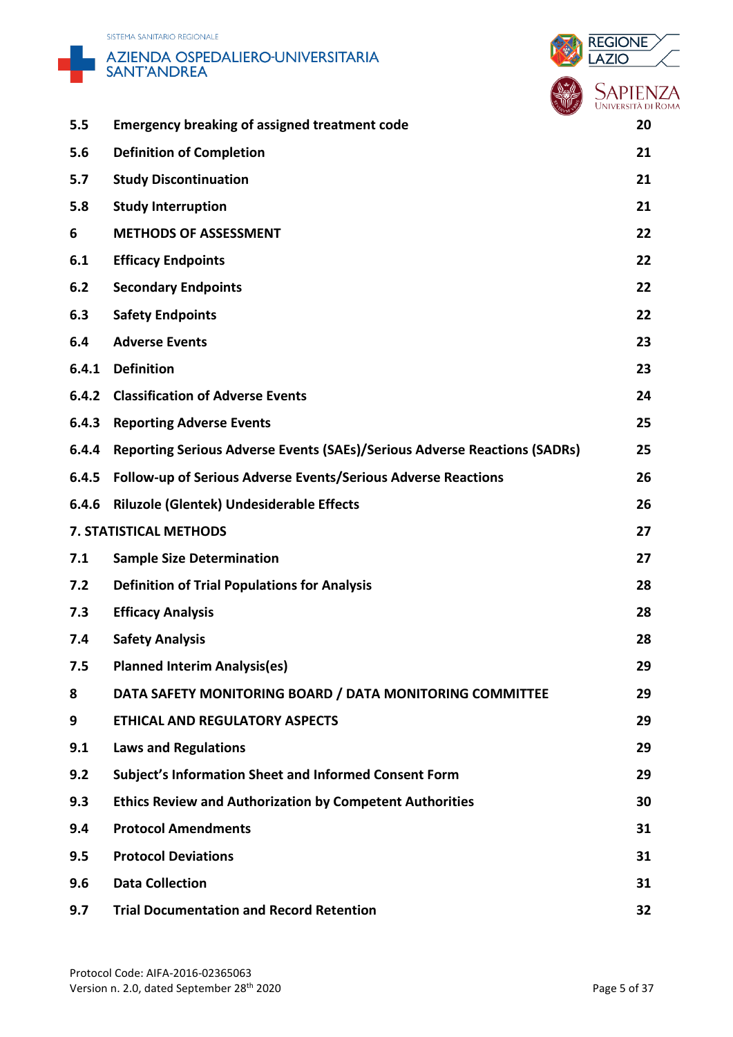| | | |
|---|---|---|
| **5.5** | **Emergency breaking of assigned treatment code** | **20** |
| **5.6** | **Definition of Completion** | **21** |
| **5.7** | **Study Discontinuation** | **21** |
| **5.8** | **Study Interruption** | **21** |
| **6** | **METHODS OF ASSESSMENT** | **22** |
| **6.1** | **Efficacy Endpoints** | **22** |
| **6.2** | **Secondary Endpoints** | **22** |
| **6.3** | **Safety Endpoints** | **22** |
| **6.4** | **Adverse Events** | **23** |
| **6.4.1** | **Definition** | **23** |
| **6.4.2** | **Classification of Adverse Events** | **24** |
| **6.4.3** | **Reporting Adverse Events** | **25** |
| **6.4.4** | **Reporting Serious Adverse Events (SAEs)/Serious Adverse Reactions (SADRs)** | **25** |
| **6.4.5** | **Follow-up of Serious Adverse Events/Serious Adverse Reactions** | **26** |
| **6.4.6** | **Riluzole (Glentek) Undesiderable Effects** | **26** |
| **7. STATISTICAL METHODS** | | **27** |
| **7.1** | **Sample Size Determination** | **27** |
| **7.2** | **Definition of Trial Populations for Analysis** | **28** |
| **7.3** | **Efficacy Analysis** | **28** |
| **7.4** | **Safety Analysis** | **28** |
| **7.5** | **Planned Interim Analysis(es)** | **29** |
| **8** | **DATA SAFETY MONITORING BOARD / DATA MONITORING COMMITTEE** | **29** |
| **9** | **ETHICAL AND REGULATORY ASPECTS** | **29** |
| **9.1** | **Laws and Regulations** | **29** |
| **9.2** | **Subject's Information Sheet and Informed Consent Form** | **29** |
| **9.3** | **Ethics Review and Authorization by Competent Authorities** | **30** |
| **9.4** | **Protocol Amendments** | **31** |
| **9.5** | **Protocol Deviations** | **31** |
| **9.6** | **Data Collection** | **31** |
| **9.7** | **Trial Documentation and Record Retention** | **32** |

Protocol Code: AIFA-2016-02365063
Version n. 2.0, dated September 28th 2020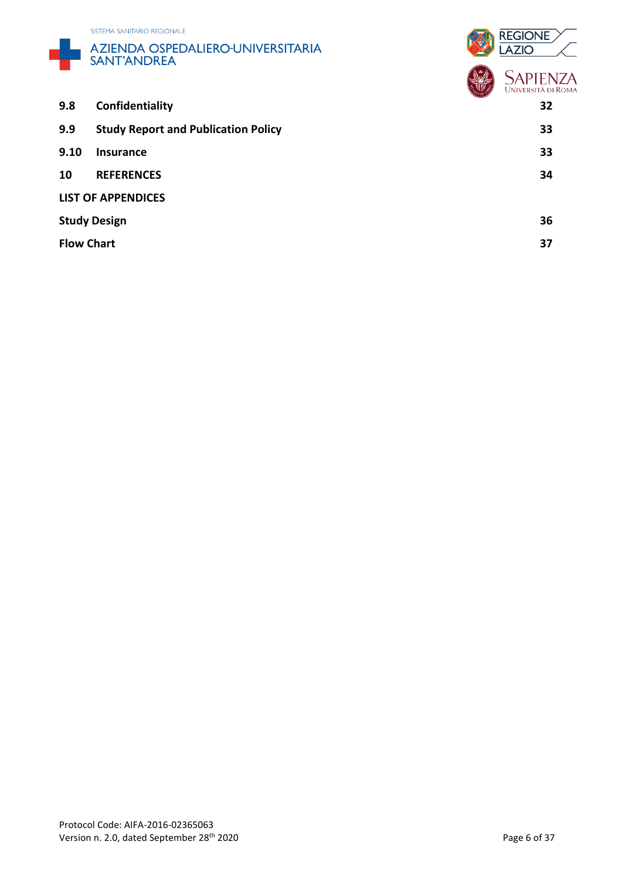| | | |
|---|---|---|
| **9.8** | **Confidentiality** | **32** |
| **9.9** | **Study Report and Publication Policy** | **33** |
| **9.10** | **Insurance** | **33** |
| **10** | **REFERENCES** | **34** |

**LIST OF APPENDICES**

| | |
|---|---|
| **Study Design** | **36** |
| **Flow Chart** | **37** |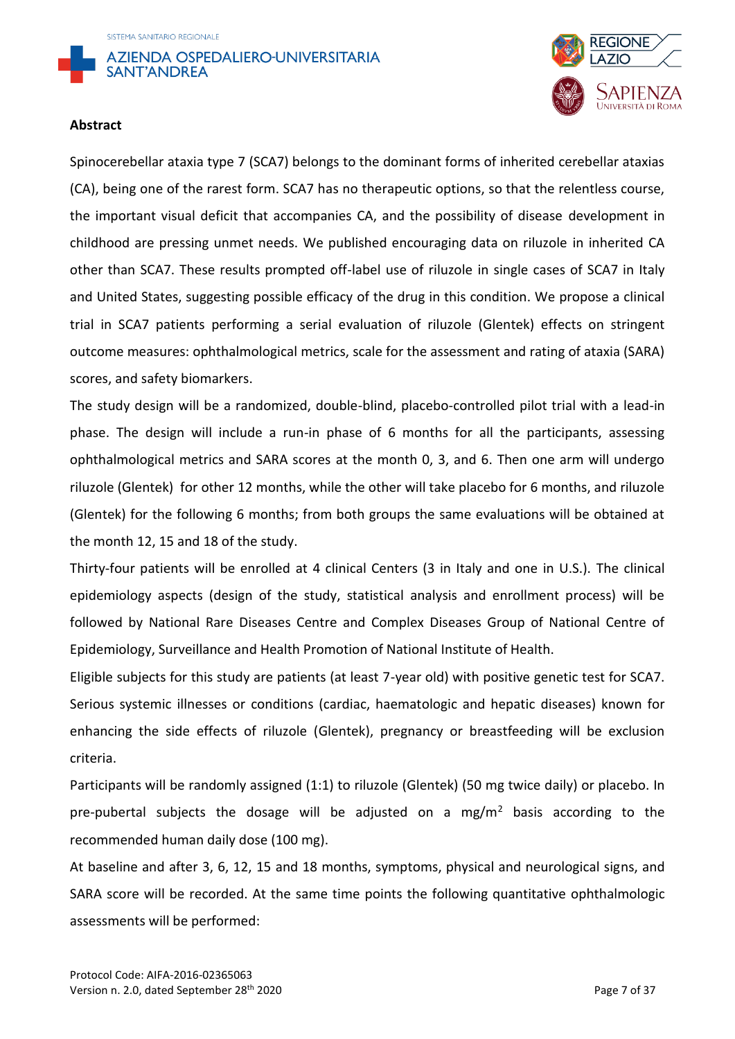**Abstract**

Spinocerebellar ataxia type 7 (SCA7) belongs to the dominant forms of inherited cerebellar ataxias (CA), being one of the rarest form. SCA7 has no therapeutic options, so that the relentless course, the important visual deficit that accompanies CA, and the possibility of disease development in childhood are pressing unmet needs. We published encouraging data on riluzole in inherited CA other than SCA7. These results prompted off-label use of riluzole in single cases of SCA7 in Italy and United States, suggesting possible efficacy of the drug in this condition. We propose a clinical trial in SCA7 patients performing a serial evaluation of riluzole (Glentek) effects on stringent outcome measures: ophthalmological metrics, scale for the assessment and rating of ataxia (SARA) scores, and safety biomarkers.

The study design will be a randomized, double-blind, placebo-controlled pilot trial with a lead-in phase. The design will include a run-in phase of 6 months for all the participants, assessing ophthalmological metrics and SARA scores at the month 0, 3, and 6. Then one arm will undergo riluzole (Glentek) for other 12 months, while the other will take placebo for 6 months, and riluzole (Glentek) for the following 6 months; from both groups the same evaluations will be obtained at the month 12, 15 and 18 of the study.

Thirty-four patients will be enrolled at 4 clinical Centers (3 in Italy and one in U.S.). The clinical epidemiology aspects (design of the study, statistical analysis and enrollment process) will be followed by National Rare Diseases Centre and Complex Diseases Group of National Centre of Epidemiology, Surveillance and Health Promotion of National Institute of Health.

Eligible subjects for this study are patients (at least 7-year old) with positive genetic test for SCA7. Serious systemic illnesses or conditions (cardiac, haematologic and hepatic diseases) known for enhancing the side effects of riluzole (Glentek), pregnancy or breastfeeding will be exclusion criteria.

Participants will be randomly assigned (1:1) to riluzole (Glentek) (50 mg twice daily) or placebo. In pre-pubertal subjects the dosage will be adjusted on a mg/m$^2$ basis according to the recommended human daily dose (100 mg).

At baseline and after 3, 6, 12, 15 and 18 months, symptoms, physical and neurological signs, and SARA score will be recorded. At the same time points the following quantitative ophthalmologic assessments will be performed: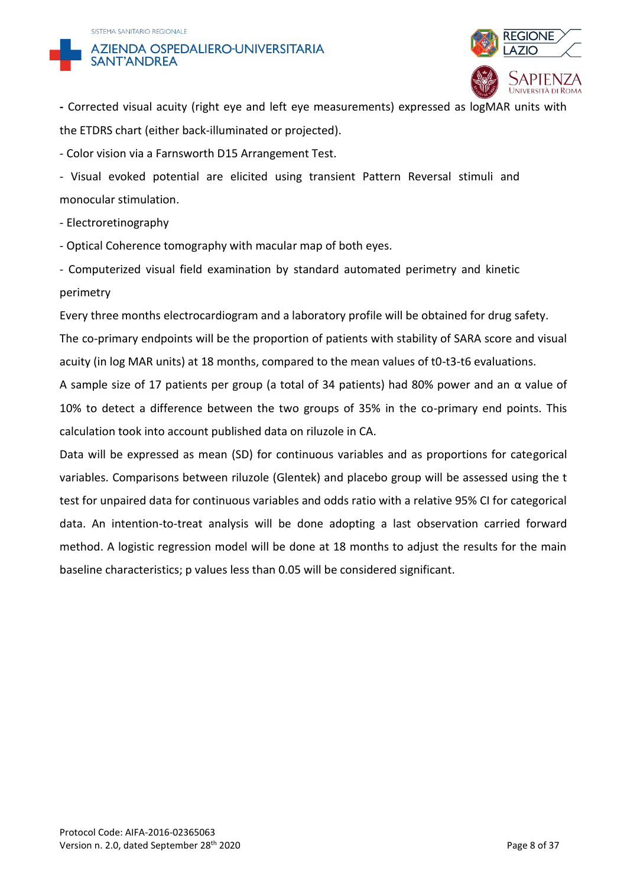- Corrected visual acuity (right eye and left eye measurements) expressed as logMAR units with the ETDRS chart (either back-illuminated or projected).
- Color vision via a Farnsworth D15 Arrangement Test.
- Visual evoked potential are elicited using transient Pattern Reversal stimuli and monocular stimulation.
- Electroretinography
- Optical Coherence tomography with macular map of both eyes.
- Computerized visual field examination by standard automated perimetry and kinetic perimetry

Every three months electrocardiogram and a laboratory profile will be obtained for drug safety.

The co-primary endpoints will be the proportion of patients with stability of SARA score and visual acuity (in log MAR units) at 18 months, compared to the mean values of t0-t3-t6 evaluations.

A sample size of 17 patients per group (a total of 34 patients) had 80% power and an $\alpha$ value of 10% to detect a difference between the two groups of 35% in the co-primary end points. This calculation took into account published data on riluzole in CA.

Data will be expressed as mean (SD) for continuous variables and as proportions for categorical variables. Comparisons between riluzole (Glentek) and placebo group will be assessed using the t test for unpaired data for continuous variables and odds ratio with a relative 95% CI for categorical data. An intention-to-treat analysis will be done adopting a last observation carried forward method. A logistic regression model will be done at 18 months to adjust the results for the main baseline characteristics; p values less than 0.05 will be considered significant.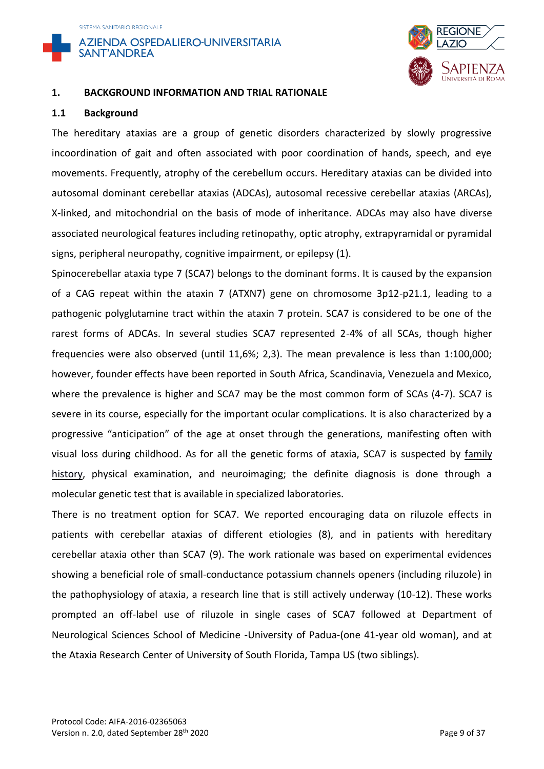# 1. BACKGROUND INFORMATION AND TRIAL RATIONALE

## 1.1 Background

The hereditary ataxias are a group of genetic disorders characterized by slowly progressive incoordination of gait and often associated with poor coordination of hands, speech, and eye movements. Frequently, atrophy of the cerebellum occurs. Hereditary ataxias can be divided into autosomal dominant cerebellar ataxias (ADCAs), autosomal recessive cerebellar ataxias (ARCAs), X-linked, and mitochondrial on the basis of mode of inheritance. ADCAs may also have diverse associated neurological features including retinopathy, optic atrophy, extrapyramidal or pyramidal signs, peripheral neuropathy, cognitive impairment, or epilepsy (1).

Spinocerebellar ataxia type 7 (SCA7) belongs to the dominant forms. It is caused by the expansion of a CAG repeat within the ataxin 7 (ATXN7) gene on chromosome 3p12-p21.1, leading to a pathogenic polyglutamine tract within the ataxin 7 protein. SCA7 is considered to be one of the rarest forms of ADCAs. In several studies SCA7 represented 2-4% of all SCAs, though higher frequencies were also observed (until 11,6%; 2,3). The mean prevalence is less than 1:100,000; however, founder effects have been reported in South Africa, Scandinavia, Venezuela and Mexico, where the prevalence is higher and SCA7 may be the most common form of SCAs (4-7). SCA7 is severe in its course, especially for the important ocular complications. It is also characterized by a progressive "anticipation" of the age at onset through the generations, manifesting often with visual loss during childhood. As for all the genetic forms of ataxia, SCA7 is suspected by family history, physical examination, and neuroimaging; the definite diagnosis is done through a molecular genetic test that is available in specialized laboratories.

There is no treatment option for SCA7. We reported encouraging data on riluzole effects in patients with cerebellar ataxias of different etiologies (8), and in patients with hereditary cerebellar ataxia other than SCA7 (9). The work rationale was based on experimental evidences showing a beneficial role of small-conductance potassium channels openers (including riluzole) in the pathophysiology of ataxia, a research line that is still actively underway (10-12). These works prompted an off-label use of riluzole in single cases of SCA7 followed at Department of Neurological Sciences School of Medicine -University of Padua-(one 41-year old woman), and at the Ataxia Research Center of University of South Florida, Tampa US (two siblings).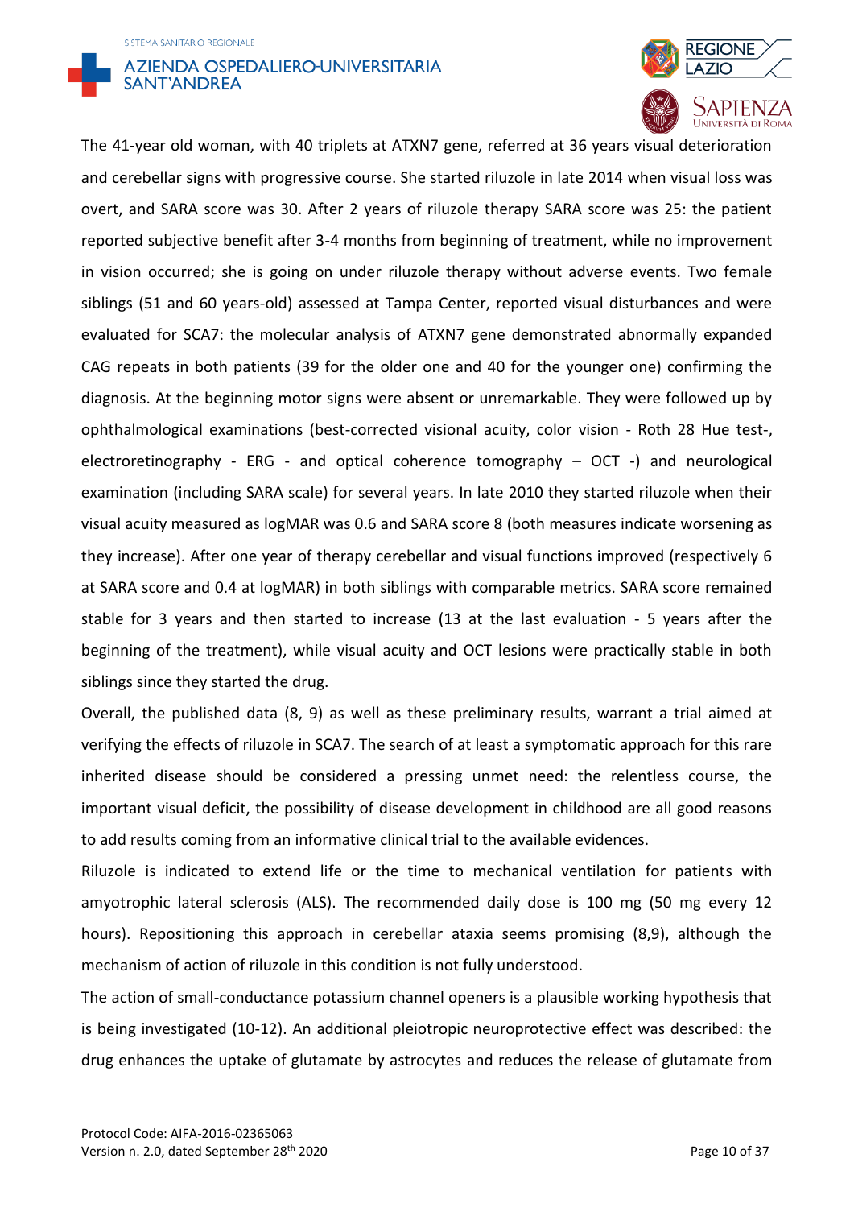The 41-year old woman, with 40 triplets at ATXN7 gene, referred at 36 years visual deterioration and cerebellar signs with progressive course. She started riluzole in late 2014 when visual loss was overt, and SARA score was 30. After 2 years of riluzole therapy SARA score was 25: the patient reported subjective benefit after 3-4 months from beginning of treatment, while no improvement in vision occurred; she is going on under riluzole therapy without adverse events. Two female siblings (51 and 60 years-old) assessed at Tampa Center, reported visual disturbances and were evaluated for SCA7: the molecular analysis of ATXN7 gene demonstrated abnormally expanded CAG repeats in both patients (39 for the older one and 40 for the younger one) confirming the diagnosis. At the beginning motor signs were absent or unremarkable. They were followed up by ophthalmological examinations (best-corrected visional acuity, color vision - Roth 28 Hue test-, electroretinography - ERG - and optical coherence tomography – OCT -) and neurological examination (including SARA scale) for several years. In late 2010 they started riluzole when their visual acuity measured as logMAR was 0.6 and SARA score 8 (both measures indicate worsening as they increase). After one year of therapy cerebellar and visual functions improved (respectively 6 at SARA score and 0.4 at logMAR) in both siblings with comparable metrics. SARA score remained stable for 3 years and then started to increase (13 at the last evaluation - 5 years after the beginning of the treatment), while visual acuity and OCT lesions were practically stable in both siblings since they started the drug.

Overall, the published data (8, 9) as well as these preliminary results, warrant a trial aimed at verifying the effects of riluzole in SCA7. The search of at least a symptomatic approach for this rare inherited disease should be considered a pressing unmet need: the relentless course, the important visual deficit, the possibility of disease development in childhood are all good reasons to add results coming from an informative clinical trial to the available evidences.

Riluzole is indicated to extend life or the time to mechanical ventilation for patients with amyotrophic lateral sclerosis (ALS). The recommended daily dose is 100 mg (50 mg every 12 hours). Repositioning this approach in cerebellar ataxia seems promising (8,9), although the mechanism of action of riluzole in this condition is not fully understood.

The action of small-conductance potassium channel openers is a plausible working hypothesis that is being investigated (10-12). An additional pleiotropic neuroprotective effect was described: the drug enhances the uptake of glutamate by astrocytes and reduces the release of glutamate from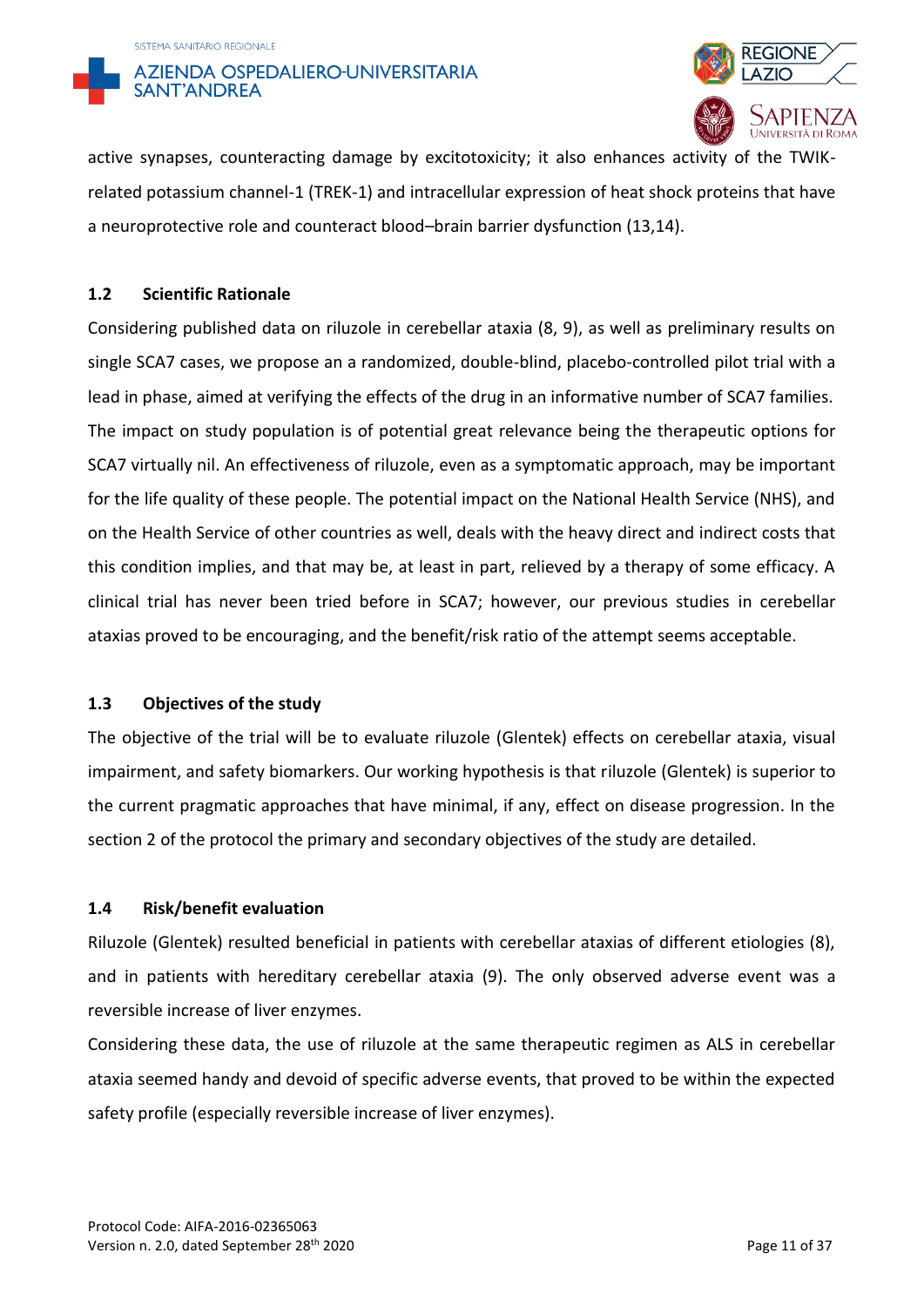active synapses, counteracting damage by excitotoxicity; it also enhances activity of the TWIK-related potassium channel-1 (TREK-1) and intracellular expression of heat shock proteins that have a neuroprotective role and counteract blood–brain barrier dysfunction (13,14).

## 1.2 Scientific Rationale

Considering published data on riluzole in cerebellar ataxia (8, 9), as well as preliminary results on single SCA7 cases, we propose an a randomized, double-blind, placebo-controlled pilot trial with a lead in phase, aimed at verifying the effects of the drug in an informative number of SCA7 families. The impact on study population is of potential great relevance being the therapeutic options for SCA7 virtually nil. An effectiveness of riluzole, even as a symptomatic approach, may be important for the life quality of these people. The potential impact on the National Health Service (NHS), and on the Health Service of other countries as well, deals with the heavy direct and indirect costs that this condition implies, and that may be, at least in part, relieved by a therapy of some efficacy. A clinical trial has never been tried before in SCA7; however, our previous studies in cerebellar ataxias proved to be encouraging, and the benefit/risk ratio of the attempt seems acceptable.

## 1.3 Objectives of the study

The objective of the trial will be to evaluate riluzole (Glentek) effects on cerebellar ataxia, visual impairment, and safety biomarkers. Our working hypothesis is that riluzole (Glentek) is superior to the current pragmatic approaches that have minimal, if any, effect on disease progression. In the section 2 of the protocol the primary and secondary objectives of the study are detailed.

## 1.4 Risk/benefit evaluation

Riluzole (Glentek) resulted beneficial in patients with cerebellar ataxias of different etiologies (8), and in patients with hereditary cerebellar ataxia (9). The only observed adverse event was a reversible increase of liver enzymes.

Considering these data, the use of riluzole at the same therapeutic regimen as ALS in cerebellar ataxia seemed handy and devoid of specific adverse events, that proved to be within the expected safety profile (especially reversible increase of liver enzymes).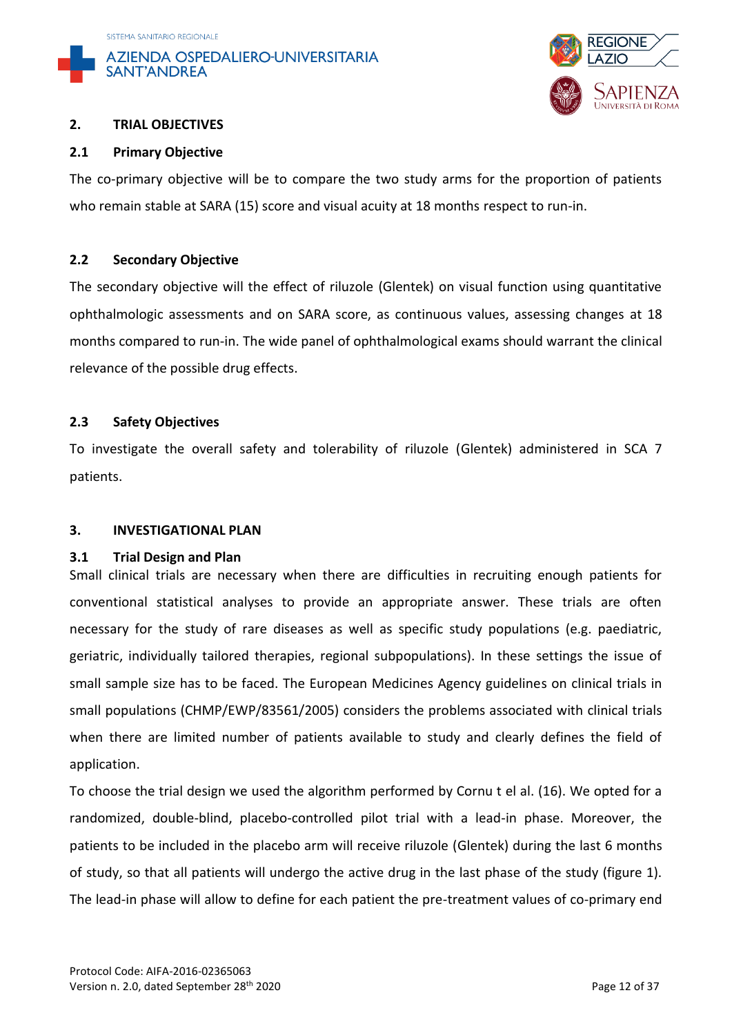## 2. TRIAL OBJECTIVES

### 2.1 Primary Objective

The co-primary objective will be to compare the two study arms for the proportion of patients who remain stable at SARA (15) score and visual acuity at 18 months respect to run-in.

### 2.2 Secondary Objective

The secondary objective will the effect of riluzole (Glentek) on visual function using quantitative ophthalmologic assessments and on SARA score, as continuous values, assessing changes at 18 months compared to run-in. The wide panel of ophthalmological exams should warrant the clinical relevance of the possible drug effects.

### 2.3 Safety Objectives

To investigate the overall safety and tolerability of riluzole (Glentek) administered in SCA 7 patients.

## 3. INVESTIGATIONAL PLAN

### 3.1 Trial Design and Plan

Small clinical trials are necessary when there are difficulties in recruiting enough patients for conventional statistical analyses to provide an appropriate answer. These trials are often necessary for the study of rare diseases as well as specific study populations (e.g. paediatric, geriatric, individually tailored therapies, regional subpopulations). In these settings the issue of small sample size has to be faced. The European Medicines Agency guidelines on clinical trials in small populations (CHMP/EWP/83561/2005) considers the problems associated with clinical trials when there are limited number of patients available to study and clearly defines the field of application.

To choose the trial design we used the algorithm performed by Cornu t el al. (16). We opted for a randomized, double-blind, placebo-controlled pilot trial with a lead-in phase. Moreover, the patients to be included in the placebo arm will receive riluzole (Glentek) during the last 6 months of study, so that all patients will undergo the active drug in the last phase of the study (figure 1). The lead-in phase will allow to define for each patient the pre-treatment values of co-primary end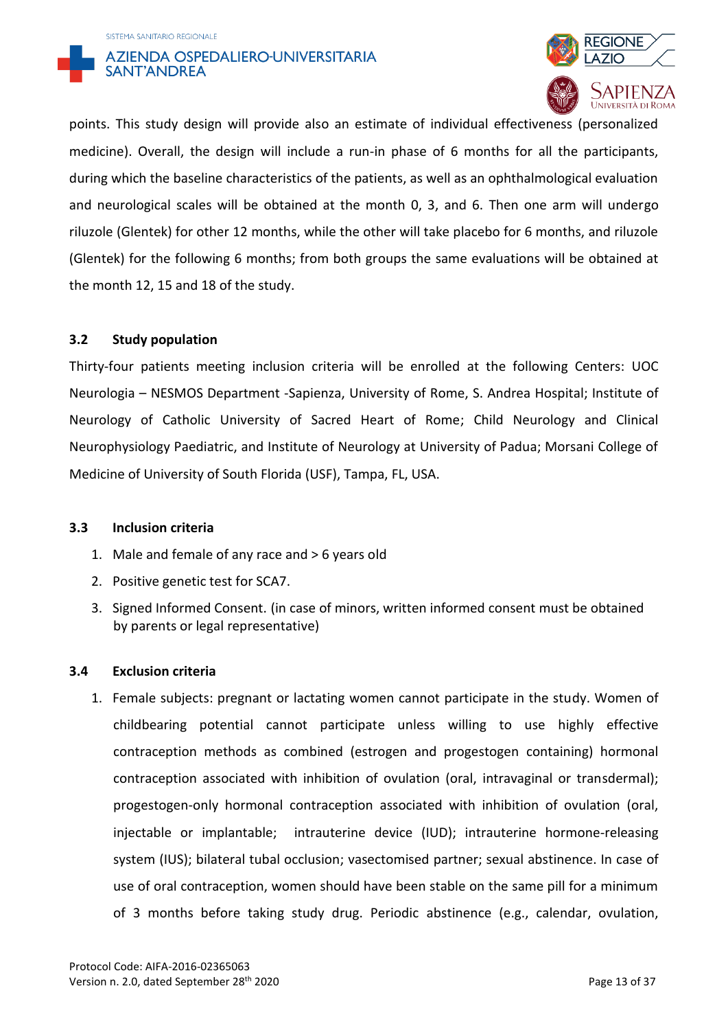points. This study design will provide also an estimate of individual effectiveness (personalized medicine). Overall, the design will include a run-in phase of 6 months for all the participants, during which the baseline characteristics of the patients, as well as an ophthalmological evaluation and neurological scales will be obtained at the month 0, 3, and 6. Then one arm will undergo riluzole (Glentek) for other 12 months, while the other will take placebo for 6 months, and riluzole (Glentek) for the following 6 months; from both groups the same evaluations will be obtained at the month 12, 15 and 18 of the study.

### 3.2 Study population

Thirty-four patients meeting inclusion criteria will be enrolled at the following Centers: UOC Neurologia – NESMOS Department -Sapienza, University of Rome, S. Andrea Hospital; Institute of Neurology of Catholic University of Sacred Heart of Rome; Child Neurology and Clinical Neurophysiology Paediatric, and Institute of Neurology at University of Padua; Morsani College of Medicine of University of South Florida (USF), Tampa, FL, USA.

### 3.3 Inclusion criteria

1. Male and female of any race and > 6 years old
2. Positive genetic test for SCA7.
3. Signed Informed Consent. (in case of minors, written informed consent must be obtained by parents or legal representative)

### 3.4 Exclusion criteria

1. Female subjects: pregnant or lactating women cannot participate in the study. Women of childbearing potential cannot participate unless willing to use highly effective contraception methods as combined (estrogen and progestogen containing) hormonal contraception associated with inhibition of ovulation (oral, intravaginal or transdermal); progestogen-only hormonal contraception associated with inhibition of ovulation (oral, injectable or implantable); intrauterine device (IUD); intrauterine hormone-releasing system (IUS); bilateral tubal occlusion; vasectomised partner; sexual abstinence. In case of use of oral contraception, women should have been stable on the same pill for a minimum of 3 months before taking study drug. Periodic abstinence (e.g., calendar, ovulation,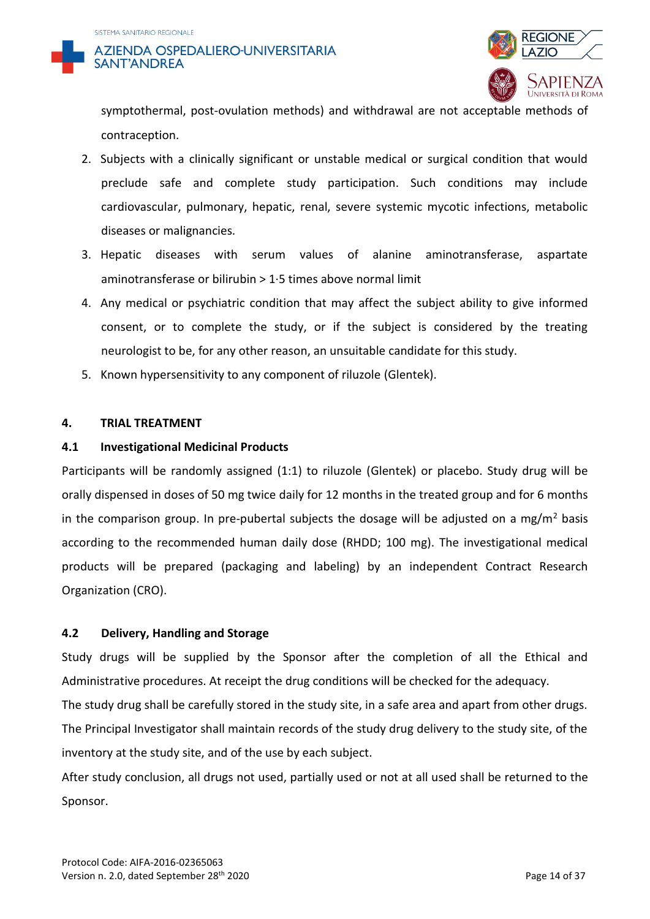symptothermal, post-ovulation methods) and withdrawal are not acceptable methods of contraception.

2. Subjects with a clinically significant or unstable medical or surgical condition that would preclude safe and complete study participation. Such conditions may include cardiovascular, pulmonary, hepatic, renal, severe systemic mycotic infections, metabolic diseases or malignancies.
3. Hepatic diseases with serum values of alanine aminotransferase, aspartate aminotransferase or bilirubin > 1·5 times above normal limit
4. Any medical or psychiatric condition that may affect the subject ability to give informed consent, or to complete the study, or if the subject is considered by the treating neurologist to be, for any other reason, an unsuitable candidate for this study.
5. Known hypersensitivity to any component of riluzole (Glentek).

## 4. TRIAL TREATMENT

### 4.1 Investigational Medicinal Products

Participants will be randomly assigned (1:1) to riluzole (Glentek) or placebo. Study drug will be orally dispensed in doses of 50 mg twice daily for 12 months in the treated group and for 6 months in the comparison group. In pre-pubertal subjects the dosage will be adjusted on a mg/m$^2$ basis according to the recommended human daily dose (RHDD; 100 mg). The investigational medical products will be prepared (packaging and labeling) by an independent Contract Research Organization (CRO).

### 4.2 Delivery, Handling and Storage

Study drugs will be supplied by the Sponsor after the completion of all the Ethical and Administrative procedures. At receipt the drug conditions will be checked for the adequacy.

The study drug shall be carefully stored in the study site, in a safe area and apart from other drugs.

The Principal Investigator shall maintain records of the study drug delivery to the study site, of the inventory at the study site, and of the use by each subject.

After study conclusion, all drugs not used, partially used or not at all used shall be returned to the Sponsor.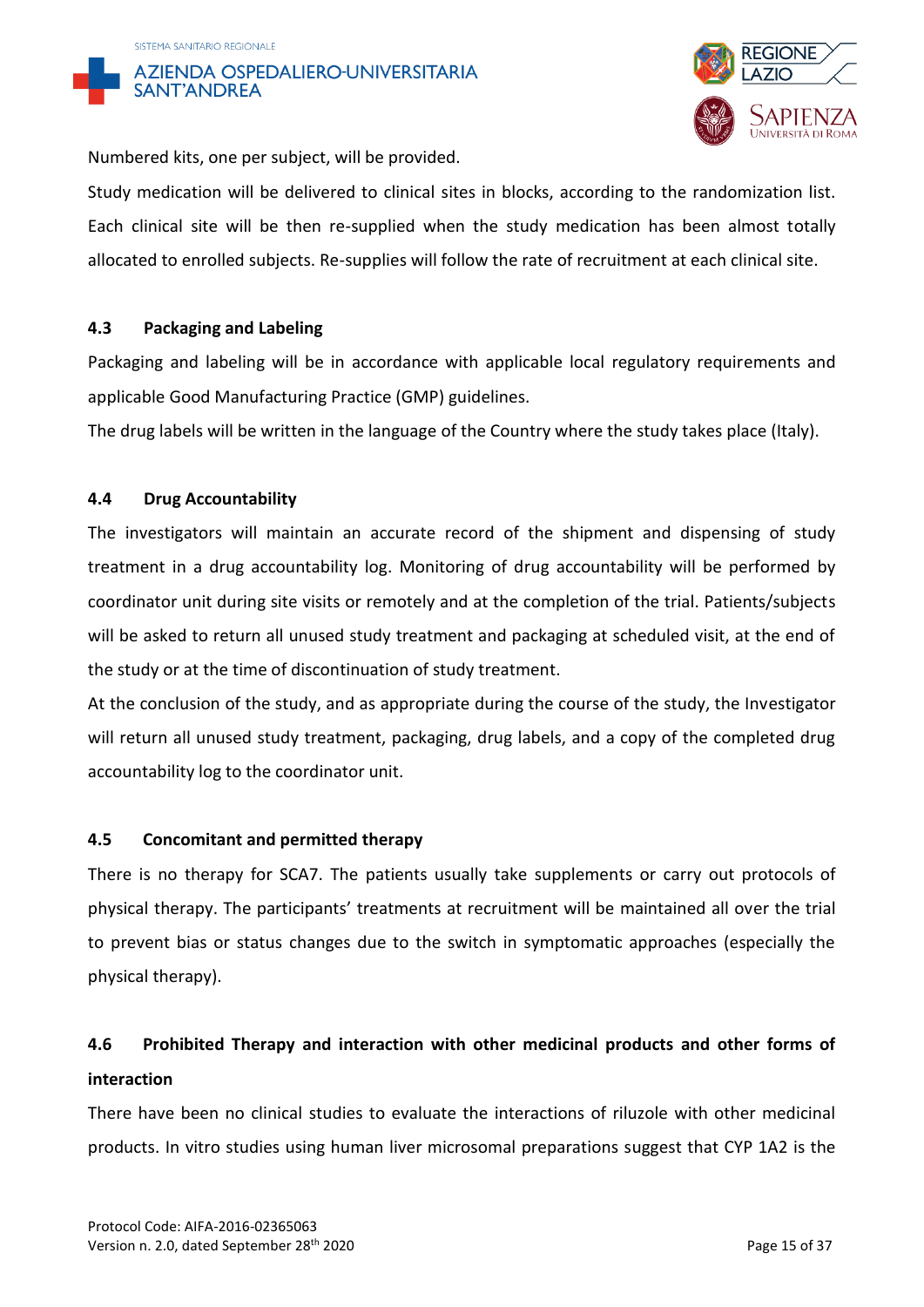Numbered kits, one per subject, will be provided.

Study medication will be delivered to clinical sites in blocks, according to the randomization list. Each clinical site will be then re-supplied when the study medication has been almost totally allocated to enrolled subjects. Re-supplies will follow the rate of recruitment at each clinical site.

### 4.3 Packaging and Labeling

Packaging and labeling will be in accordance with applicable local regulatory requirements and applicable Good Manufacturing Practice (GMP) guidelines.

The drug labels will be written in the language of the Country where the study takes place (Italy).

### 4.4 Drug Accountability

The investigators will maintain an accurate record of the shipment and dispensing of study treatment in a drug accountability log. Monitoring of drug accountability will be performed by coordinator unit during site visits or remotely and at the completion of the trial. Patients/subjects will be asked to return all unused study treatment and packaging at scheduled visit, at the end of the study or at the time of discontinuation of study treatment.

At the conclusion of the study, and as appropriate during the course of the study, the Investigator will return all unused study treatment, packaging, drug labels, and a copy of the completed drug accountability log to the coordinator unit.

### 4.5 Concomitant and permitted therapy

There is no therapy for SCA7. The patients usually take supplements or carry out protocols of physical therapy. The participants' treatments at recruitment will be maintained all over the trial to prevent bias or status changes due to the switch in symptomatic approaches (especially the physical therapy).

### 4.6 Prohibited Therapy and interaction with other medicinal products and other forms of interaction

There have been no clinical studies to evaluate the interactions of riluzole with other medicinal products. In vitro studies using human liver microsomal preparations suggest that CYP 1A2 is the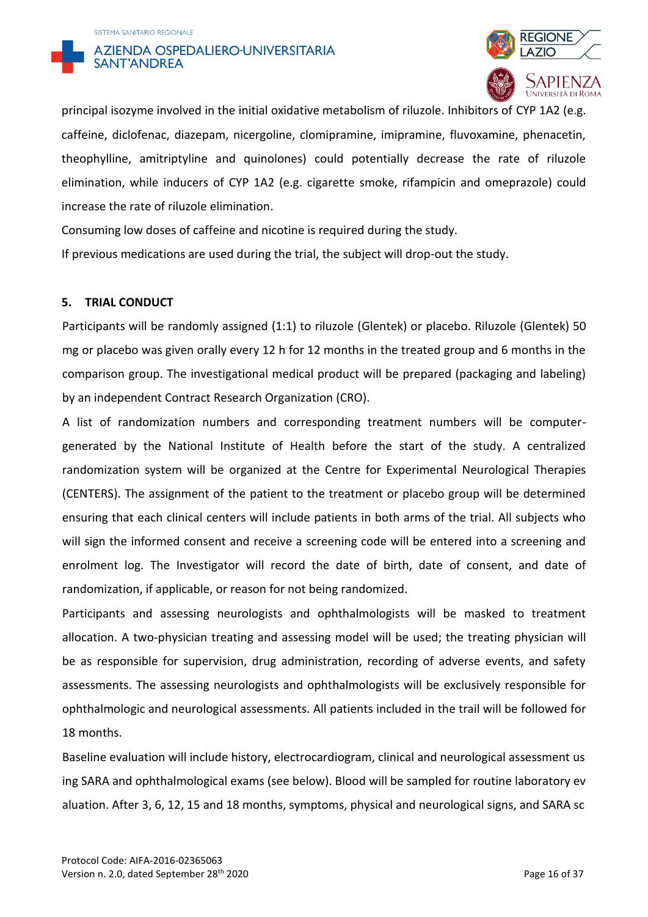principal isozyme involved in the initial oxidative metabolism of riluzole. Inhibitors of CYP 1A2 (e.g. caffeine, diclofenac, diazepam, nicergoline, clomipramine, imipramine, fluvoxamine, phenacetin, theophylline, amitriptyline and quinolones) could potentially decrease the rate of riluzole elimination, while inducers of CYP 1A2 (e.g. cigarette smoke, rifampicin and omeprazole) could increase the rate of riluzole elimination.

Consuming low doses of caffeine and nicotine is required during the study.

If previous medications are used during the trial, the subject will drop-out the study.

## 5. TRIAL CONDUCT

Participants will be randomly assigned (1:1) to riluzole (Glentek) or placebo. Riluzole (Glentek) 50 mg or placebo was given orally every 12 h for 12 months in the treated group and 6 months in the comparison group. The investigational medical product will be prepared (packaging and labeling) by an independent Contract Research Organization (CRO).

A list of randomization numbers and corresponding treatment numbers will be computer-generated by the National Institute of Health before the start of the study. A centralized randomization system will be organized at the Centre for Experimental Neurological Therapies (CENTERS). The assignment of the patient to the treatment or placebo group will be determined ensuring that each clinical centers will include patients in both arms of the trial. All subjects who will sign the informed consent and receive a screening code will be entered into a screening and enrolment log. The Investigator will record the date of birth, date of consent, and date of randomization, if applicable, or reason for not being randomized.

Participants and assessing neurologists and ophthalmologists will be masked to treatment allocation. A two-physician treating and assessing model will be used; the treating physician will be as responsible for supervision, drug administration, recording of adverse events, and safety assessments. The assessing neurologists and ophthalmologists will be exclusively responsible for ophthalmologic and neurological assessments. All patients included in the trail will be followed for 18 months.

Baseline evaluation will include history, electrocardiogram, clinical and neurological assessment us ing SARA and ophthalmological exams (see below). Blood will be sampled for routine laboratory ev aluation. After 3, 6, 12, 15 and 18 months, symptoms, physical and neurological signs, and SARA sc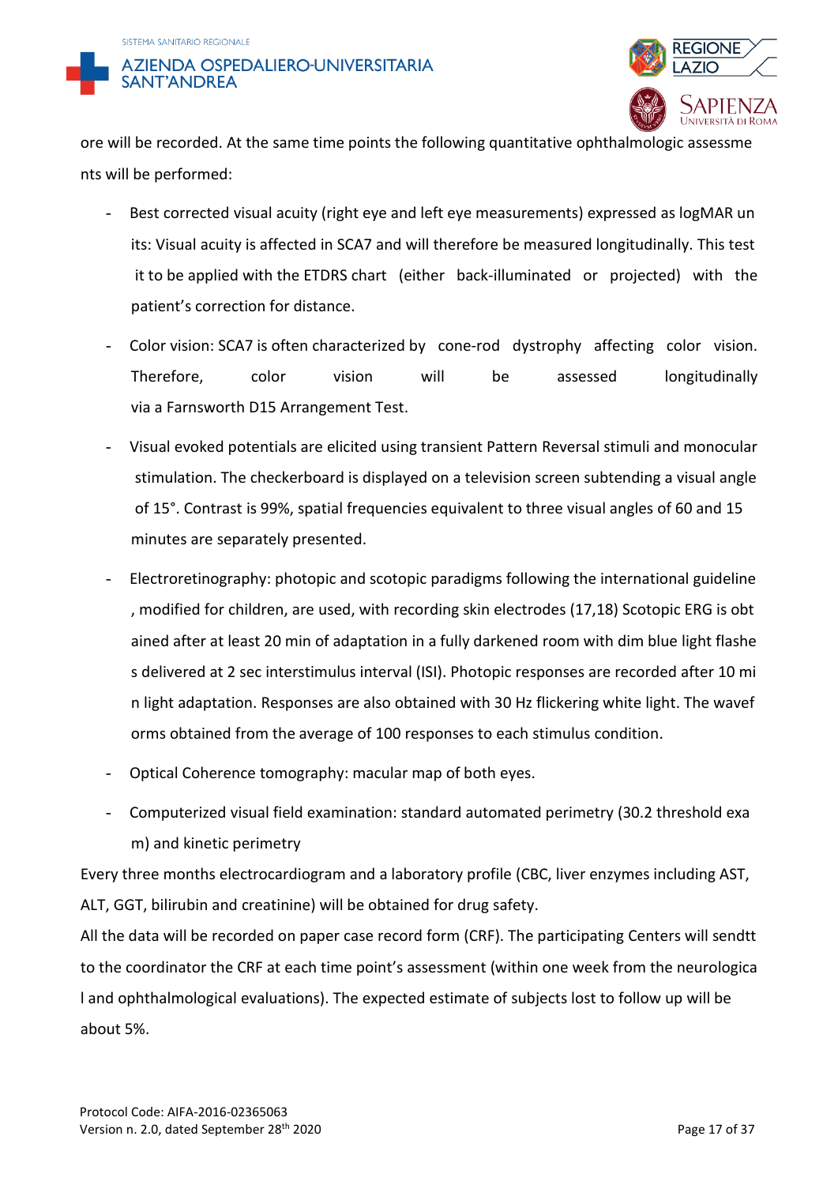ore will be recorded. At the same time points the following quantitative ophthalmologic assessme nts will be performed:

- Best corrected visual acuity (right eye and left eye measurements) expressed as logMAR un its: Visual acuity is affected in SCA7 and will therefore be measured longitudinally. This test it to be applied with the ETDRS chart (either back-illuminated or projected) with the patient's correction for distance.
- Color vision: SCA7 is often characterized by cone-rod dystrophy affecting color vision. Therefore, color vision will be assessed longitudinally via a Farnsworth D15 Arrangement Test.
- Visual evoked potentials are elicited using transient Pattern Reversal stimuli and monocular stimulation. The checkerboard is displayed on a television screen subtending a visual angle of 15°. Contrast is 99%, spatial frequencies equivalent to three visual angles of 60 and 15 minutes are separately presented.
- Electroretinography: photopic and scotopic paradigms following the international guideline , modified for children, are used, with recording skin electrodes (17,18) Scotopic ERG is obt ained after at least 20 min of adaptation in a fully darkened room with dim blue light flashe s delivered at 2 sec interstimulus interval (ISI). Photopic responses are recorded after 10 mi n light adaptation. Responses are also obtained with 30 Hz flickering white light. The wavef orms obtained from the average of 100 responses to each stimulus condition.
- Optical Coherence tomography: macular map of both eyes.
- Computerized visual field examination: standard automated perimetry (30.2 threshold exa m) and kinetic perimetry

Every three months electrocardiogram and a laboratory profile (CBC, liver enzymes including AST, ALT, GGT, bilirubin and creatinine) will be obtained for drug safety.

All the data will be recorded on paper case record form (CRF). The participating Centers will sendtt to the coordinator the CRF at each time point's assessment (within one week from the neurologica l and ophthalmological evaluations). The expected estimate of subjects lost to follow up will be about 5%.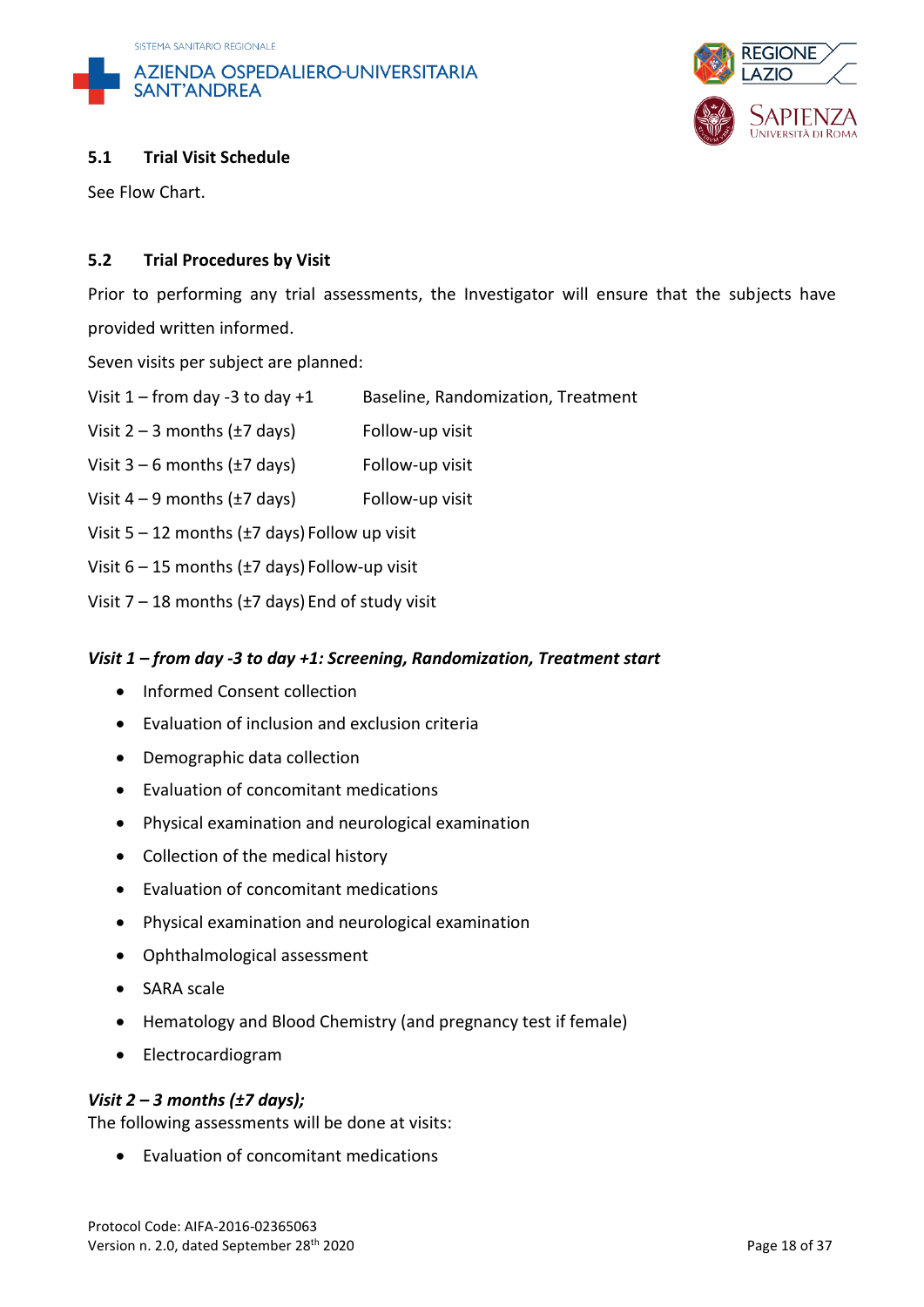## 5.1 Trial Visit Schedule

See Flow Chart.

## 5.2 Trial Procedures by Visit

Prior to performing any trial assessments, the Investigator will ensure that the subjects have provided written informed.

Seven visits per subject are planned:

Visit 1 – from day -3 to day +1 Baseline, Randomization, Treatment

Visit 2 – 3 months (±7 days) Follow-up visit

Visit 3 – 6 months (±7 days) Follow-up visit

Visit 4 – 9 months (±7 days) Follow-up visit

Visit 5 – 12 months (±7 days) Follow up visit

Visit 6 – 15 months (±7 days) Follow-up visit

Visit 7 – 18 months (±7 days) End of study visit

***Visit 1 – from day -3 to day +1: Screening, Randomization, Treatment start***

- Informed Consent collection
- Evaluation of inclusion and exclusion criteria
- Demographic data collection
- Evaluation of concomitant medications
- Physical examination and neurological examination
- Collection of the medical history
- Evaluation of concomitant medications
- Physical examination and neurological examination
- Ophthalmological assessment
- SARA scale
- Hematology and Blood Chemistry (and pregnancy test if female)
- Electrocardiogram

***Visit 2 – 3 months (±7 days);***

The following assessments will be done at visits:

- Evaluation of concomitant medications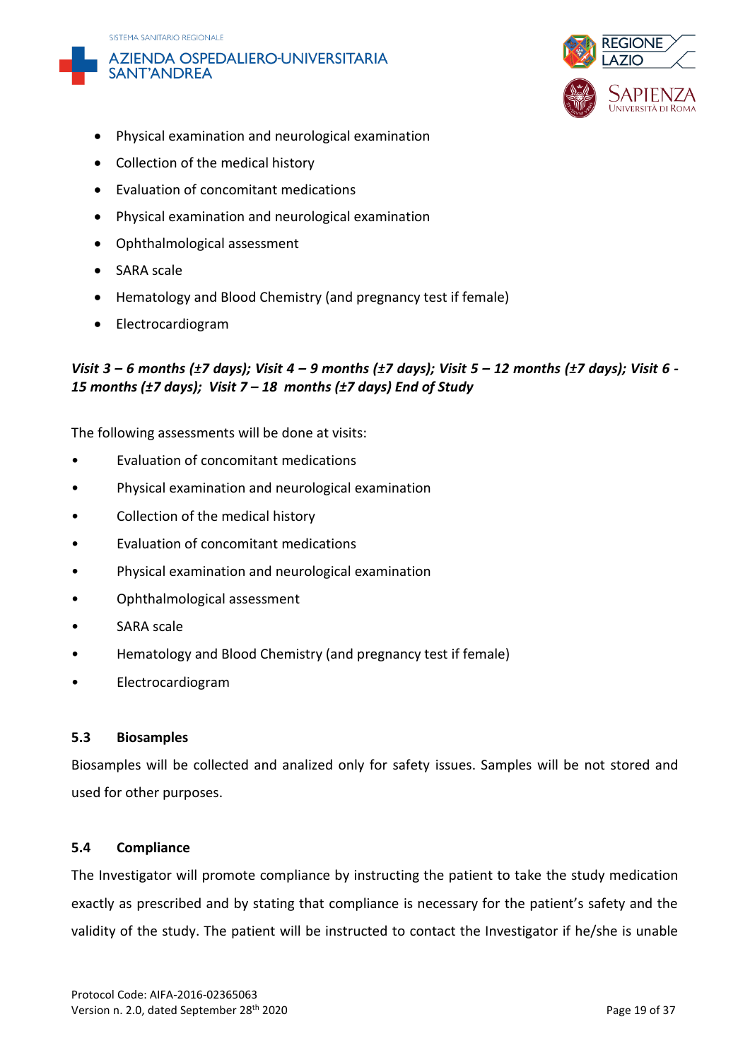- Physical examination and neurological examination
- Collection of the medical history
- Evaluation of concomitant medications
- Physical examination and neurological examination
- Ophthalmological assessment
- SARA scale
- Hematology and Blood Chemistry (and pregnancy test if female)
- Electrocardiogram

***Visit 3 – 6 months (±7 days); Visit 4 – 9 months (±7 days); Visit 5 – 12 months (±7 days); Visit 6 - 15 months (±7 days); Visit 7 – 18 months (±7 days) End of Study***

The following assessments will be done at visits:

- Evaluation of concomitant medications
- Physical examination and neurological examination
- Collection of the medical history
- Evaluation of concomitant medications
- Physical examination and neurological examination
- Ophthalmological assessment
- SARA scale
- Hematology and Blood Chemistry (and pregnancy test if female)
- Electrocardiogram

### 5.3 Biosamples

Biosamples will be collected and analized only for safety issues. Samples will be not stored and used for other purposes.

### 5.4 Compliance

The Investigator will promote compliance by instructing the patient to take the study medication exactly as prescribed and by stating that compliance is necessary for the patient's safety and the validity of the study. The patient will be instructed to contact the Investigator if he/she is unable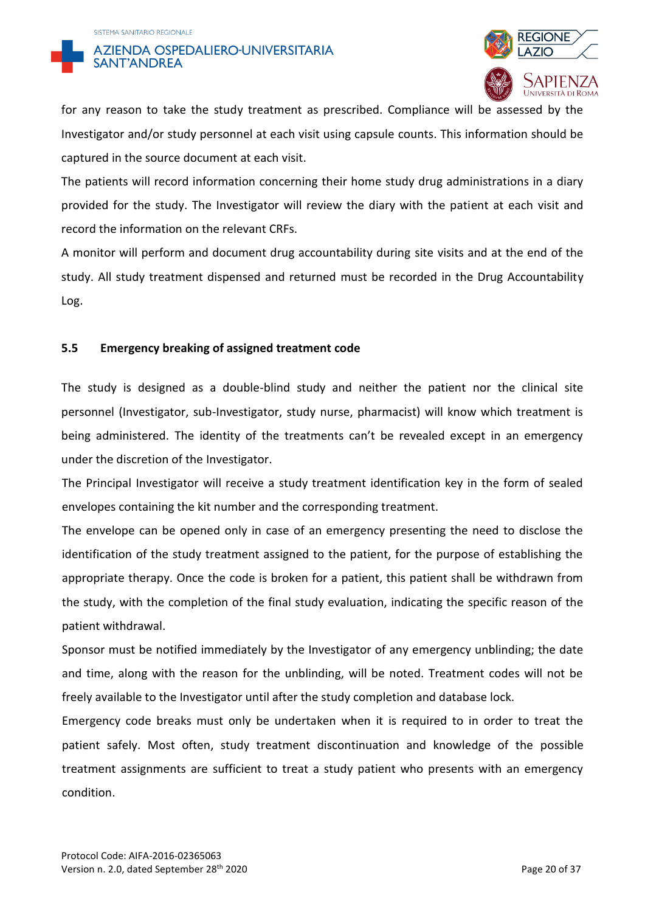for any reason to take the study treatment as prescribed. Compliance will be assessed by the Investigator and/or study personnel at each visit using capsule counts. This information should be captured in the source document at each visit.

The patients will record information concerning their home study drug administrations in a diary provided for the study. The Investigator will review the diary with the patient at each visit and record the information on the relevant CRFs.

A monitor will perform and document drug accountability during site visits and at the end of the study. All study treatment dispensed and returned must be recorded in the Drug Accountability Log.

### 5.5 Emergency breaking of assigned treatment code

The study is designed as a double-blind study and neither the patient nor the clinical site personnel (Investigator, sub-Investigator, study nurse, pharmacist) will know which treatment is being administered. The identity of the treatments can't be revealed except in an emergency under the discretion of the Investigator.

The Principal Investigator will receive a study treatment identification key in the form of sealed envelopes containing the kit number and the corresponding treatment.

The envelope can be opened only in case of an emergency presenting the need to disclose the identification of the study treatment assigned to the patient, for the purpose of establishing the appropriate therapy. Once the code is broken for a patient, this patient shall be withdrawn from the study, with the completion of the final study evaluation, indicating the specific reason of the patient withdrawal.

Sponsor must be notified immediately by the Investigator of any emergency unblinding; the date and time, along with the reason for the unblinding, will be noted. Treatment codes will not be freely available to the Investigator until after the study completion and database lock.

Emergency code breaks must only be undertaken when it is required to in order to treat the patient safely. Most often, study treatment discontinuation and knowledge of the possible treatment assignments are sufficient to treat a study patient who presents with an emergency condition.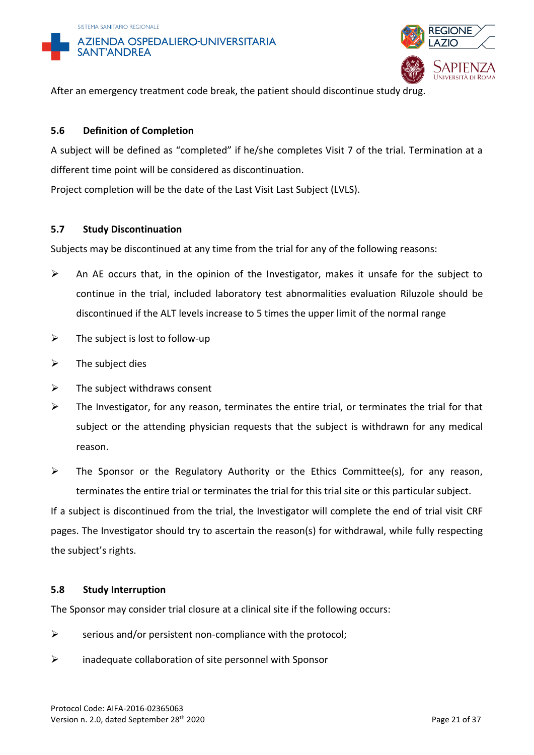After an emergency treatment code break, the patient should discontinue study drug.

### 5.6 Definition of Completion

A subject will be defined as “completed” if he/she completes Visit 7 of the trial. Termination at a different time point will be considered as discontinuation.

Project completion will be the date of the Last Visit Last Subject (LVLS).

### 5.7 Study Discontinuation

Subjects may be discontinued at any time from the trial for any of the following reasons:

- An AE occurs that, in the opinion of the Investigator, makes it unsafe for the subject to continue in the trial, included laboratory test abnormalities evaluation Riluzole should be discontinued if the ALT levels increase to 5 times the upper limit of the normal range
- The subject is lost to follow-up
- The subject dies
- The subject withdraws consent
- The Investigator, for any reason, terminates the entire trial, or terminates the trial for that subject or the attending physician requests that the subject is withdrawn for any medical reason.
- The Sponsor or the Regulatory Authority or the Ethics Committee(s), for any reason, terminates the entire trial or terminates the trial for this trial site or this particular subject.

If a subject is discontinued from the trial, the Investigator will complete the end of trial visit CRF pages. The Investigator should try to ascertain the reason(s) for withdrawal, while fully respecting the subject’s rights.

### 5.8 Study Interruption

The Sponsor may consider trial closure at a clinical site if the following occurs:

- serious and/or persistent non-compliance with the protocol;
- inadequate collaboration of site personnel with Sponsor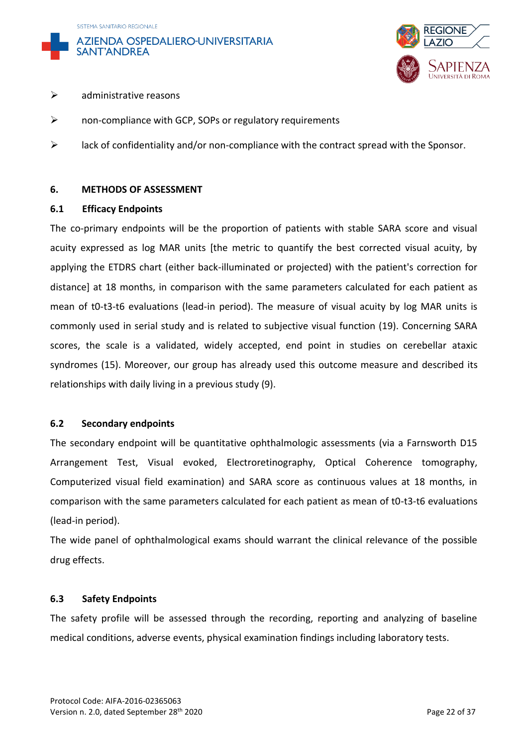- administrative reasons
- non-compliance with GCP, SOPs or regulatory requirements
- lack of confidentiality and/or non-compliance with the contract spread with the Sponsor.

## 6. METHODS OF ASSESSMENT

### 6.1 Efficacy Endpoints

The co-primary endpoints will be the proportion of patients with stable SARA score and visual acuity expressed as log MAR units [the metric to quantify the best corrected visual acuity, by applying the ETDRS chart (either back-illuminated or projected) with the patient's correction for distance] at 18 months, in comparison with the same parameters calculated for each patient as mean of t0-t3-t6 evaluations (lead-in period). The measure of visual acuity by log MAR units is commonly used in serial study and is related to subjective visual function (19). Concerning SARA scores, the scale is a validated, widely accepted, end point in studies on cerebellar ataxic syndromes (15). Moreover, our group has already used this outcome measure and described its relationships with daily living in a previous study (9).

### 6.2 Secondary endpoints

The secondary endpoint will be quantitative ophthalmologic assessments (via a Farnsworth D15 Arrangement Test, Visual evoked, Electroretinography, Optical Coherence tomography, Computerized visual field examination) and SARA score as continuous values at 18 months, in comparison with the same parameters calculated for each patient as mean of t0-t3-t6 evaluations (lead-in period).

The wide panel of ophthalmological exams should warrant the clinical relevance of the possible drug effects.

### 6.3 Safety Endpoints

The safety profile will be assessed through the recording, reporting and analyzing of baseline medical conditions, adverse events, physical examination findings including laboratory tests.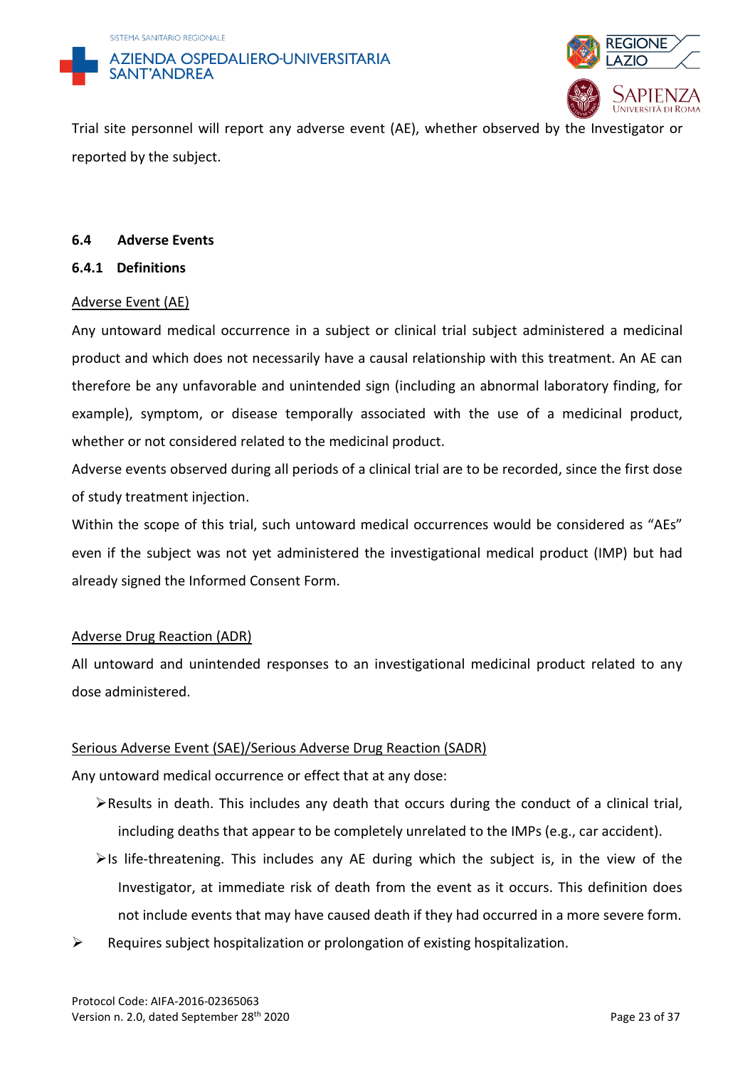Trial site personnel will report any adverse event (AE), whether observed by the Investigator or reported by the subject.

### 6.4 Adverse Events

#### 6.4.1 Definitions

<u>Adverse Event (AE)</u>

Any untoward medical occurrence in a subject or clinical trial subject administered a medicinal product and which does not necessarily have a causal relationship with this treatment. An AE can therefore be any unfavorable and unintended sign (including an abnormal laboratory finding, for example), symptom, or disease temporally associated with the use of a medicinal product, whether or not considered related to the medicinal product.

Adverse events observed during all periods of a clinical trial are to be recorded, since the first dose of study treatment injection.

Within the scope of this trial, such untoward medical occurrences would be considered as "AEs" even if the subject was not yet administered the investigational medical product (IMP) but had already signed the Informed Consent Form.

<u>Adverse Drug Reaction (ADR)</u>

All untoward and unintended responses to an investigational medicinal product related to any dose administered.

<u>Serious Adverse Event (SAE)/Serious Adverse Drug Reaction (SADR)</u>

Any untoward medical occurrence or effect that at any dose:

- Results in death. This includes any death that occurs during the conduct of a clinical trial, including deaths that appear to be completely unrelated to the IMPs (e.g., car accident).
- Is life-threatening. This includes any AE during which the subject is, in the view of the Investigator, at immediate risk of death from the event as it occurs. This definition does not include events that may have caused death if they had occurred in a more severe form.
- Requires subject hospitalization or prolongation of existing hospitalization.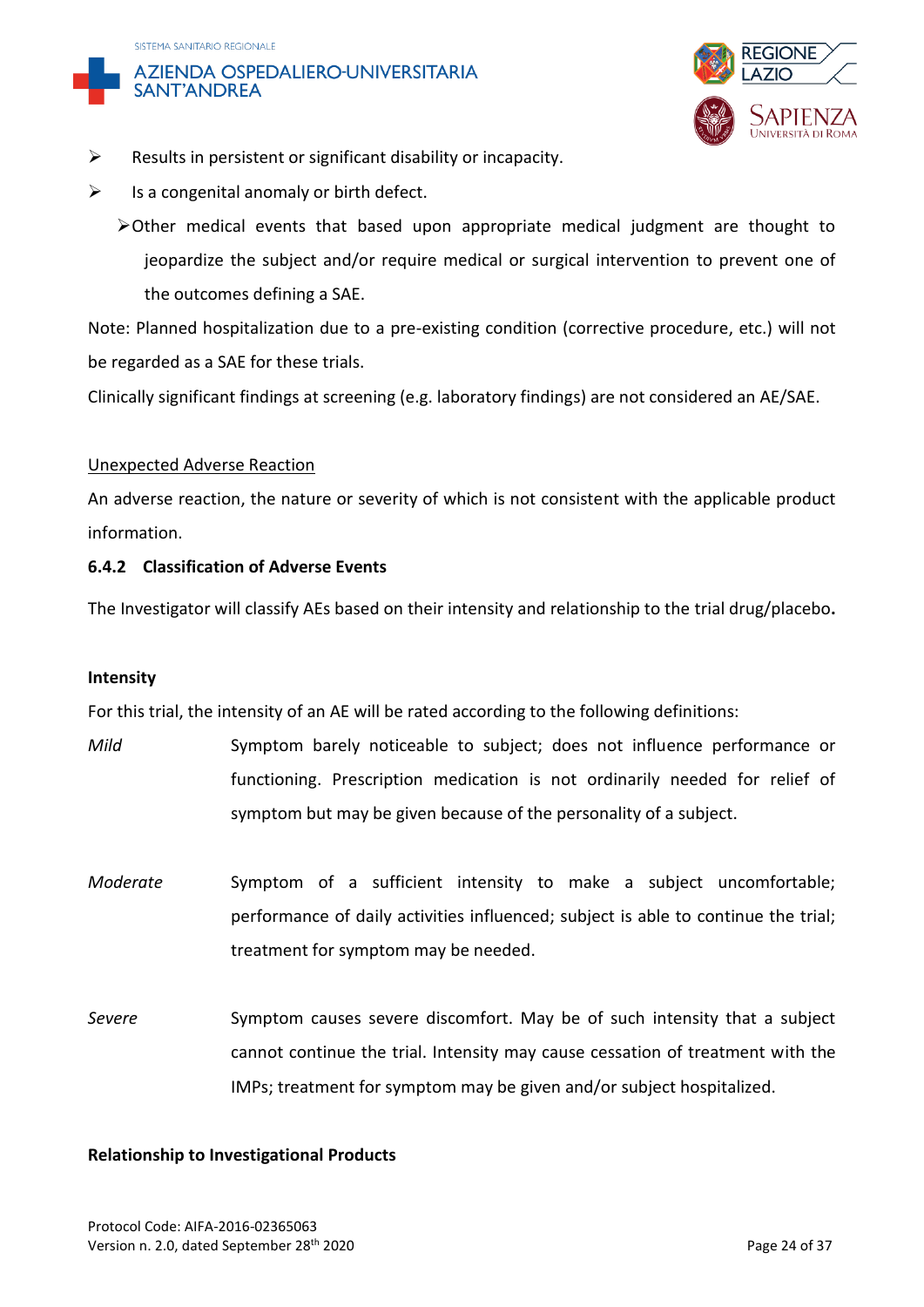- Results in persistent or significant disability or incapacity.
- Is a congenital anomaly or birth defect.
- Other medical events that based upon appropriate medical judgment are thought to jeopardize the subject and/or require medical or surgical intervention to prevent one of the outcomes defining a SAE.

Note: Planned hospitalization due to a pre-existing condition (corrective procedure, etc.) will not be regarded as a SAE for these trials.

Clinically significant findings at screening (e.g. laboratory findings) are not considered an AE/SAE.

Unexpected Adverse Reaction

An adverse reaction, the nature or severity of which is not consistent with the applicable product information.

### 6.4.2 Classification of Adverse Events

The Investigator will classify AEs based on their intensity and relationship to the trial drug/placebo**.**

**Intensity**

For this trial, the intensity of an AE will be rated according to the following definitions:

*Mild* Symptom barely noticeable to subject; does not influence performance or functioning. Prescription medication is not ordinarily needed for relief of symptom but may be given because of the personality of a subject.

*Moderate* Symptom of a sufficient intensity to make a subject uncomfortable; performance of daily activities influenced; subject is able to continue the trial; treatment for symptom may be needed.

*Severe* Symptom causes severe discomfort. May be of such intensity that a subject cannot continue the trial. Intensity may cause cessation of treatment with the IMPs; treatment for symptom may be given and/or subject hospitalized.

**Relationship to Investigational Products**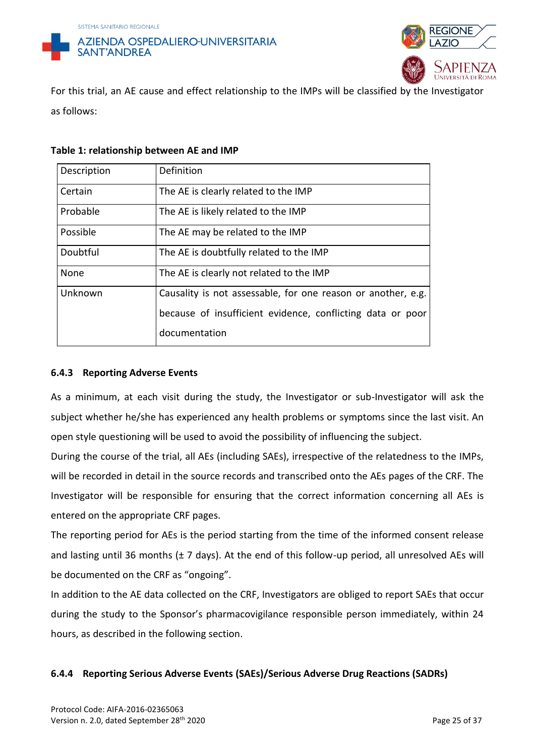For this trial, an AE cause and effect relationship to the IMPs will be classified by the Investigator as follows:

**Table 1: relationship between AE and IMP**

| Description | Definition |
|---|---|
| Certain | The AE is clearly related to the IMP |
| Probable | The AE is likely related to the IMP |
| Possible | The AE may be related to the IMP |
| Doubtful | The AE is doubtfully related to the IMP |
| None | The AE is clearly not related to the IMP |
| Unknown | Causality is not assessable, for one reason or another, e.g. because of insufficient evidence, conflicting data or poor documentation |

### 6.4.3 Reporting Adverse Events

As a minimum, at each visit during the study, the Investigator or sub-Investigator will ask the subject whether he/she has experienced any health problems or symptoms since the last visit. An open style questioning will be used to avoid the possibility of influencing the subject.

During the course of the trial, all AEs (including SAEs), irrespective of the relatedness to the IMPs, will be recorded in detail in the source records and transcribed onto the AEs pages of the CRF. The Investigator will be responsible for ensuring that the correct information concerning all AEs is entered on the appropriate CRF pages.

The reporting period for AEs is the period starting from the time of the informed consent release and lasting until 36 months (± 7 days). At the end of this follow-up period, all unresolved AEs will be documented on the CRF as "ongoing".

In addition to the AE data collected on the CRF, Investigators are obliged to report SAEs that occur during the study to the Sponsor's pharmacovigilance responsible person immediately, within 24 hours, as described in the following section.

### 6.4.4 Reporting Serious Adverse Events (SAEs)/Serious Adverse Drug Reactions (SADRs)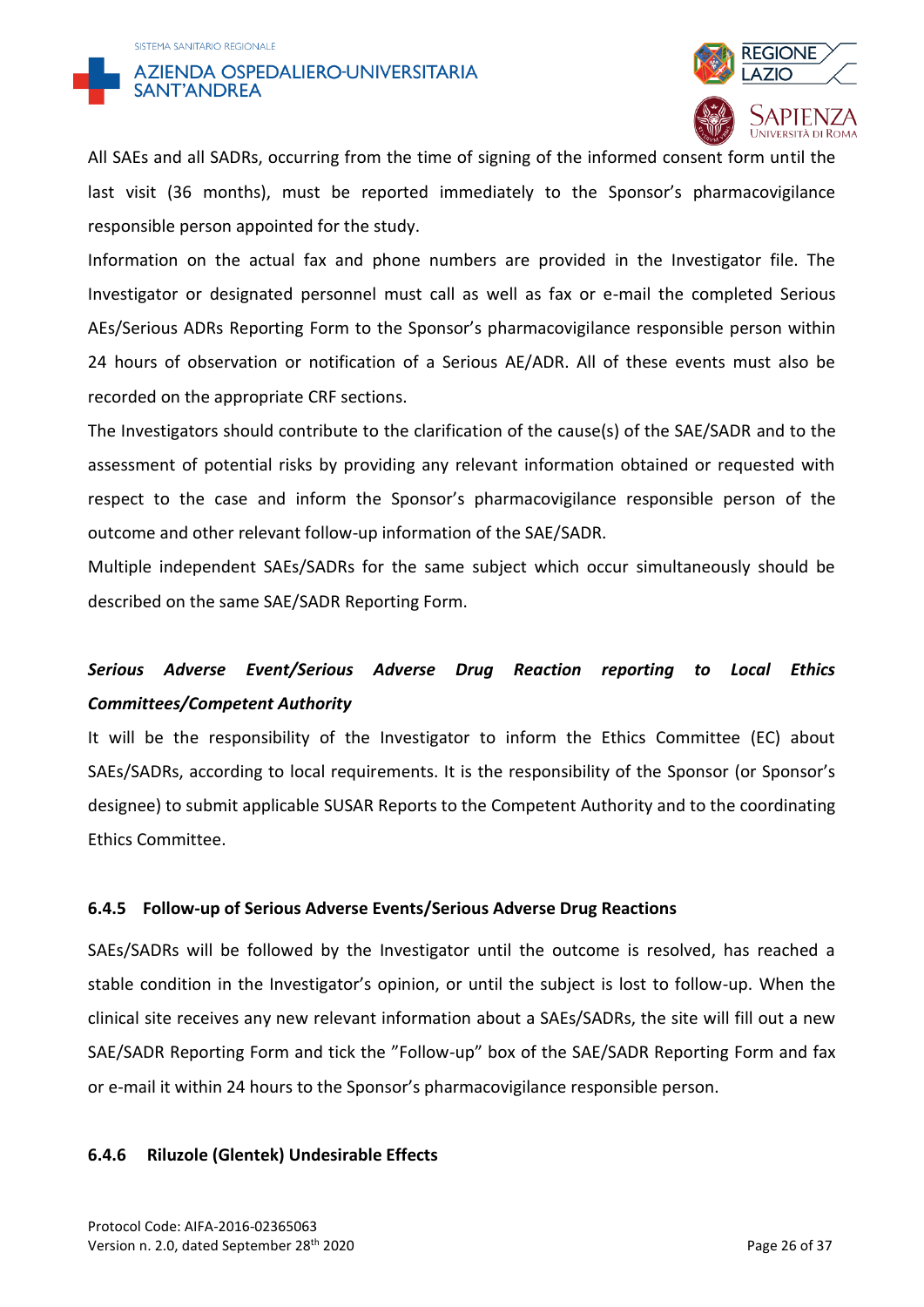All SAEs and all SADRs, occurring from the time of signing of the informed consent form until the last visit (36 months), must be reported immediately to the Sponsor's pharmacovigilance responsible person appointed for the study.

Information on the actual fax and phone numbers are provided in the Investigator file. The Investigator or designated personnel must call as well as fax or e-mail the completed Serious AEs/Serious ADRs Reporting Form to the Sponsor's pharmacovigilance responsible person within 24 hours of observation or notification of a Serious AE/ADR. All of these events must also be recorded on the appropriate CRF sections.

The Investigators should contribute to the clarification of the cause(s) of the SAE/SADR and to the assessment of potential risks by providing any relevant information obtained or requested with respect to the case and inform the Sponsor's pharmacovigilance responsible person of the outcome and other relevant follow-up information of the SAE/SADR.

Multiple independent SAEs/SADRs for the same subject which occur simultaneously should be described on the same SAE/SADR Reporting Form.

***Serious Adverse Event/Serious Adverse Drug Reaction reporting to Local Ethics Committees/Competent Authority***

It will be the responsibility of the Investigator to inform the Ethics Committee (EC) about SAEs/SADRs, according to local requirements. It is the responsibility of the Sponsor (or Sponsor's designee) to submit applicable SUSAR Reports to the Competent Authority and to the coordinating Ethics Committee.

#### 6.4.5 Follow-up of Serious Adverse Events/Serious Adverse Drug Reactions

SAEs/SADRs will be followed by the Investigator until the outcome is resolved, has reached a stable condition in the Investigator's opinion, or until the subject is lost to follow-up. When the clinical site receives any new relevant information about a SAEs/SADRs, the site will fill out a new SAE/SADR Reporting Form and tick the "Follow-up" box of the SAE/SADR Reporting Form and fax or e-mail it within 24 hours to the Sponsor's pharmacovigilance responsible person.

#### 6.4.6 Riluzole (Glentek) Undesirable Effects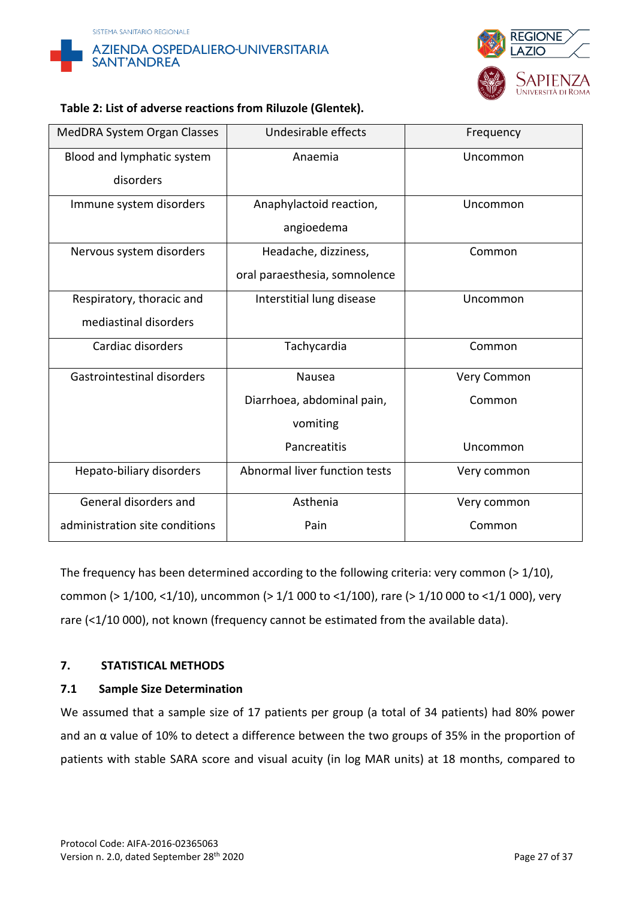**Table 2: List of adverse reactions from Riluzole (Glentek).**

| MedDRA System Organ Classes | Undesirable effects | Frequency |
|---|---|---|
| Blood and lymphatic system disorders | Anaemia | Uncommon |
| Immune system disorders | Anaphylactoid reaction, angioedema | Uncommon |
| Nervous system disorders | Headache, dizziness, oral paraesthesia, somnolence | Common |
| Respiratory, thoracic and mediastinal disorders | Interstitial lung disease | Uncommon |
| Cardiac disorders | Tachycardia | Common |
| Gastrointestinal disorders | Nausea | Very Common |
| | Diarrhoea, abdominal pain, vomiting | Common |
| | Pancreatitis | Uncommon |
| Hepato-biliary disorders | Abnormal liver function tests | Very common |
| General disorders and administration site conditions | Asthenia | Very common |
| | Pain | Common |

The frequency has been determined according to the following criteria: very common (> 1/10), common (> 1/100, <1/10), uncommon (> 1/1 000 to <1/100), rare (> 1/10 000 to <1/1 000), very rare (<1/10 000), not known (frequency cannot be estimated from the available data).

## 7. STATISTICAL METHODS

### 7.1 Sample Size Determination

We assumed that a sample size of 17 patients per group (a total of 34 patients) had 80% power and an α value of 10% to detect a difference between the two groups of 35% in the proportion of patients with stable SARA score and visual acuity (in log MAR units) at 18 months, compared to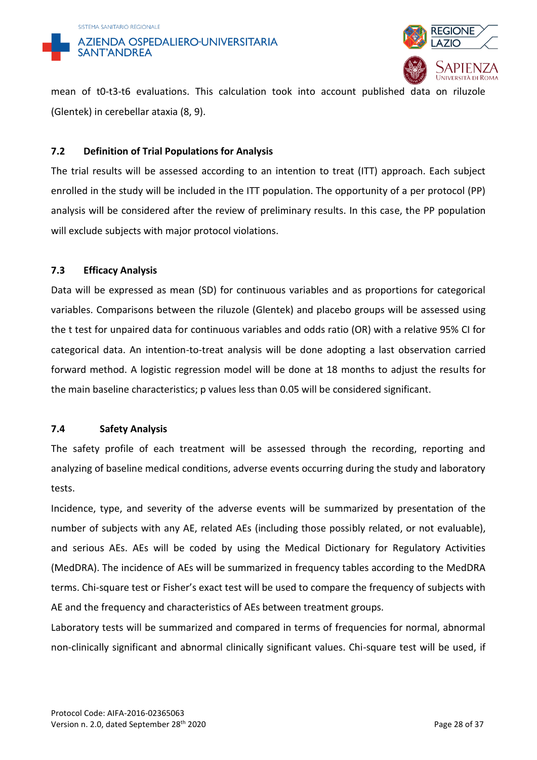mean of t0-t3-t6 evaluations. This calculation took into account published data on riluzole (Glentek) in cerebellar ataxia (8, 9).

### 7.2 Definition of Trial Populations for Analysis

The trial results will be assessed according to an intention to treat (ITT) approach. Each subject enrolled in the study will be included in the ITT population. The opportunity of a per protocol (PP) analysis will be considered after the review of preliminary results. In this case, the PP population will exclude subjects with major protocol violations.

### 7.3 Efficacy Analysis

Data will be expressed as mean (SD) for continuous variables and as proportions for categorical variables. Comparisons between the riluzole (Glentek) and placebo groups will be assessed using the t test for unpaired data for continuous variables and odds ratio (OR) with a relative 95% CI for categorical data. An intention-to-treat analysis will be done adopting a last observation carried forward method. A logistic regression model will be done at 18 months to adjust the results for the main baseline characteristics; p values less than 0.05 will be considered significant.

### 7.4 Safety Analysis

The safety profile of each treatment will be assessed through the recording, reporting and analyzing of baseline medical conditions, adverse events occurring during the study and laboratory tests.

Incidence, type, and severity of the adverse events will be summarized by presentation of the number of subjects with any AE, related AEs (including those possibly related, or not evaluable), and serious AEs. AEs will be coded by using the Medical Dictionary for Regulatory Activities (MedDRA). The incidence of AEs will be summarized in frequency tables according to the MedDRA terms. Chi-square test or Fisher's exact test will be used to compare the frequency of subjects with AE and the frequency and characteristics of AEs between treatment groups.

Laboratory tests will be summarized and compared in terms of frequencies for normal, abnormal non-clinically significant and abnormal clinically significant values. Chi-square test will be used, if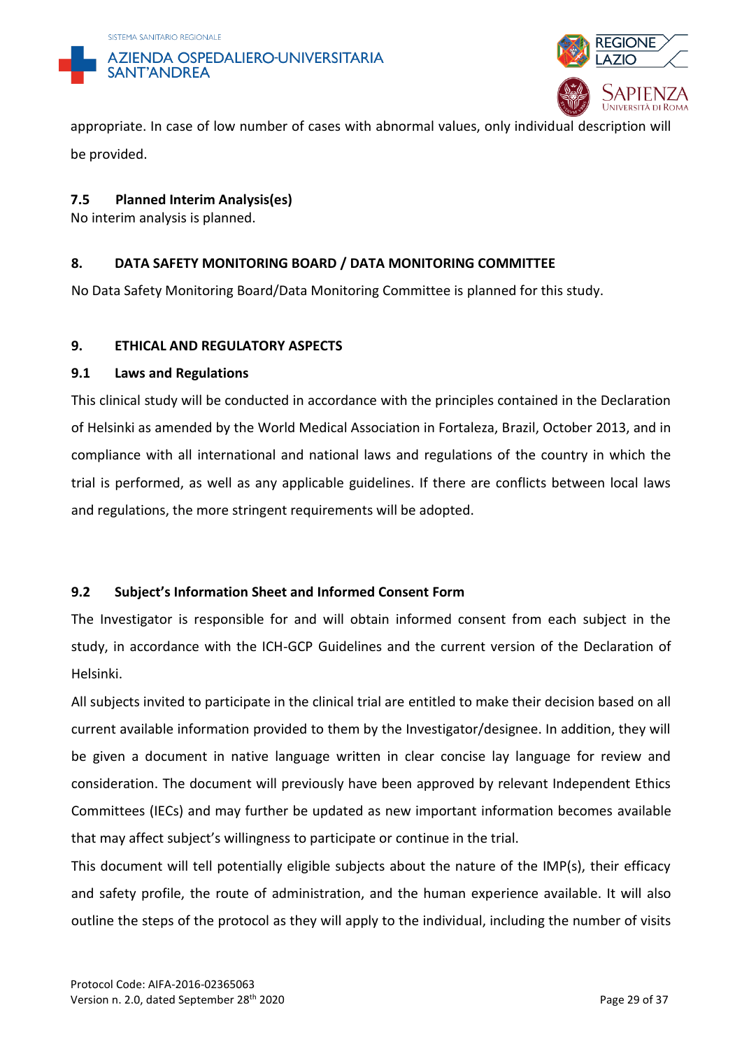appropriate. In case of low number of cases with abnormal values, only individual description will be provided.

### 7.5 Planned Interim Analysis(es)

No interim analysis is planned.

## 8. DATA SAFETY MONITORING BOARD / DATA MONITORING COMMITTEE

No Data Safety Monitoring Board/Data Monitoring Committee is planned for this study.

## 9. ETHICAL AND REGULATORY ASPECTS

### 9.1 Laws and Regulations

This clinical study will be conducted in accordance with the principles contained in the Declaration of Helsinki as amended by the World Medical Association in Fortaleza, Brazil, October 2013, and in compliance with all international and national laws and regulations of the country in which the trial is performed, as well as any applicable guidelines. If there are conflicts between local laws and regulations, the more stringent requirements will be adopted.

### 9.2 Subject's Information Sheet and Informed Consent Form

The Investigator is responsible for and will obtain informed consent from each subject in the study, in accordance with the ICH-GCP Guidelines and the current version of the Declaration of Helsinki.

All subjects invited to participate in the clinical trial are entitled to make their decision based on all current available information provided to them by the Investigator/designee. In addition, they will be given a document in native language written in clear concise lay language for review and consideration. The document will previously have been approved by relevant Independent Ethics Committees (IECs) and may further be updated as new important information becomes available that may affect subject's willingness to participate or continue in the trial.

This document will tell potentially eligible subjects about the nature of the IMP(s), their efficacy and safety profile, the route of administration, and the human experience available. It will also outline the steps of the protocol as they will apply to the individual, including the number of visits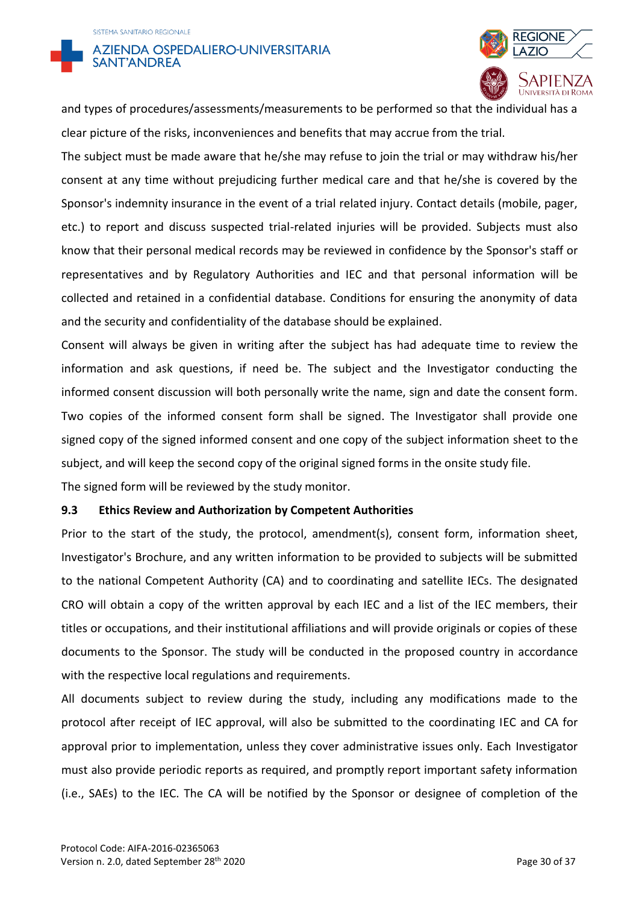and types of procedures/assessments/measurements to be performed so that the individual has a clear picture of the risks, inconveniences and benefits that may accrue from the trial.

The subject must be made aware that he/she may refuse to join the trial or may withdraw his/her consent at any time without prejudicing further medical care and that he/she is covered by the Sponsor's indemnity insurance in the event of a trial related injury. Contact details (mobile, pager, etc.) to report and discuss suspected trial-related injuries will be provided. Subjects must also know that their personal medical records may be reviewed in confidence by the Sponsor's staff or representatives and by Regulatory Authorities and IEC and that personal information will be collected and retained in a confidential database. Conditions for ensuring the anonymity of data and the security and confidentiality of the database should be explained.

Consent will always be given in writing after the subject has had adequate time to review the information and ask questions, if need be. The subject and the Investigator conducting the informed consent discussion will both personally write the name, sign and date the consent form. Two copies of the informed consent form shall be signed. The Investigator shall provide one signed copy of the signed informed consent and one copy of the subject information sheet to the subject, and will keep the second copy of the original signed forms in the onsite study file.

The signed form will be reviewed by the study monitor.

### 9.3 Ethics Review and Authorization by Competent Authorities

Prior to the start of the study, the protocol, amendment(s), consent form, information sheet, Investigator's Brochure, and any written information to be provided to subjects will be submitted to the national Competent Authority (CA) and to coordinating and satellite IECs. The designated CRO will obtain a copy of the written approval by each IEC and a list of the IEC members, their titles or occupations, and their institutional affiliations and will provide originals or copies of these documents to the Sponsor. The study will be conducted in the proposed country in accordance with the respective local regulations and requirements.

All documents subject to review during the study, including any modifications made to the protocol after receipt of IEC approval, will also be submitted to the coordinating IEC and CA for approval prior to implementation, unless they cover administrative issues only. Each Investigator must also provide periodic reports as required, and promptly report important safety information (i.e., SAEs) to the IEC. The CA will be notified by the Sponsor or designee of completion of the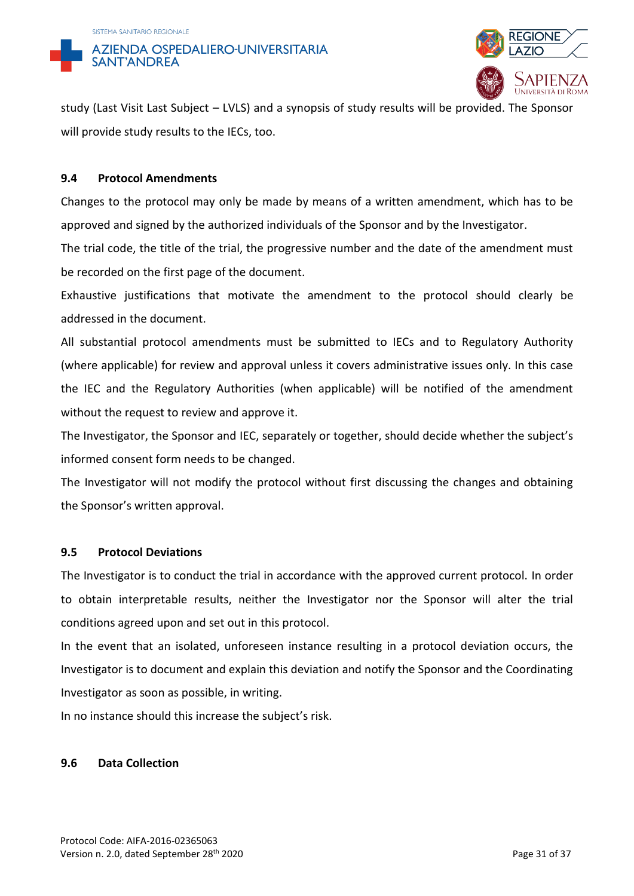study (Last Visit Last Subject – LVLS) and a synopsis of study results will be provided. The Sponsor will provide study results to the IECs, too.

### 9.4 Protocol Amendments

Changes to the protocol may only be made by means of a written amendment, which has to be approved and signed by the authorized individuals of the Sponsor and by the Investigator.

The trial code, the title of the trial, the progressive number and the date of the amendment must be recorded on the first page of the document.

Exhaustive justifications that motivate the amendment to the protocol should clearly be addressed in the document.

All substantial protocol amendments must be submitted to IECs and to Regulatory Authority (where applicable) for review and approval unless it covers administrative issues only. In this case the IEC and the Regulatory Authorities (when applicable) will be notified of the amendment without the request to review and approve it.

The Investigator, the Sponsor and IEC, separately or together, should decide whether the subject's informed consent form needs to be changed.

The Investigator will not modify the protocol without first discussing the changes and obtaining the Sponsor's written approval.

### 9.5 Protocol Deviations

The Investigator is to conduct the trial in accordance with the approved current protocol. In order to obtain interpretable results, neither the Investigator nor the Sponsor will alter the trial conditions agreed upon and set out in this protocol.

In the event that an isolated, unforeseen instance resulting in a protocol deviation occurs, the Investigator is to document and explain this deviation and notify the Sponsor and the Coordinating Investigator as soon as possible, in writing.

In no instance should this increase the subject's risk.

### 9.6 Data Collection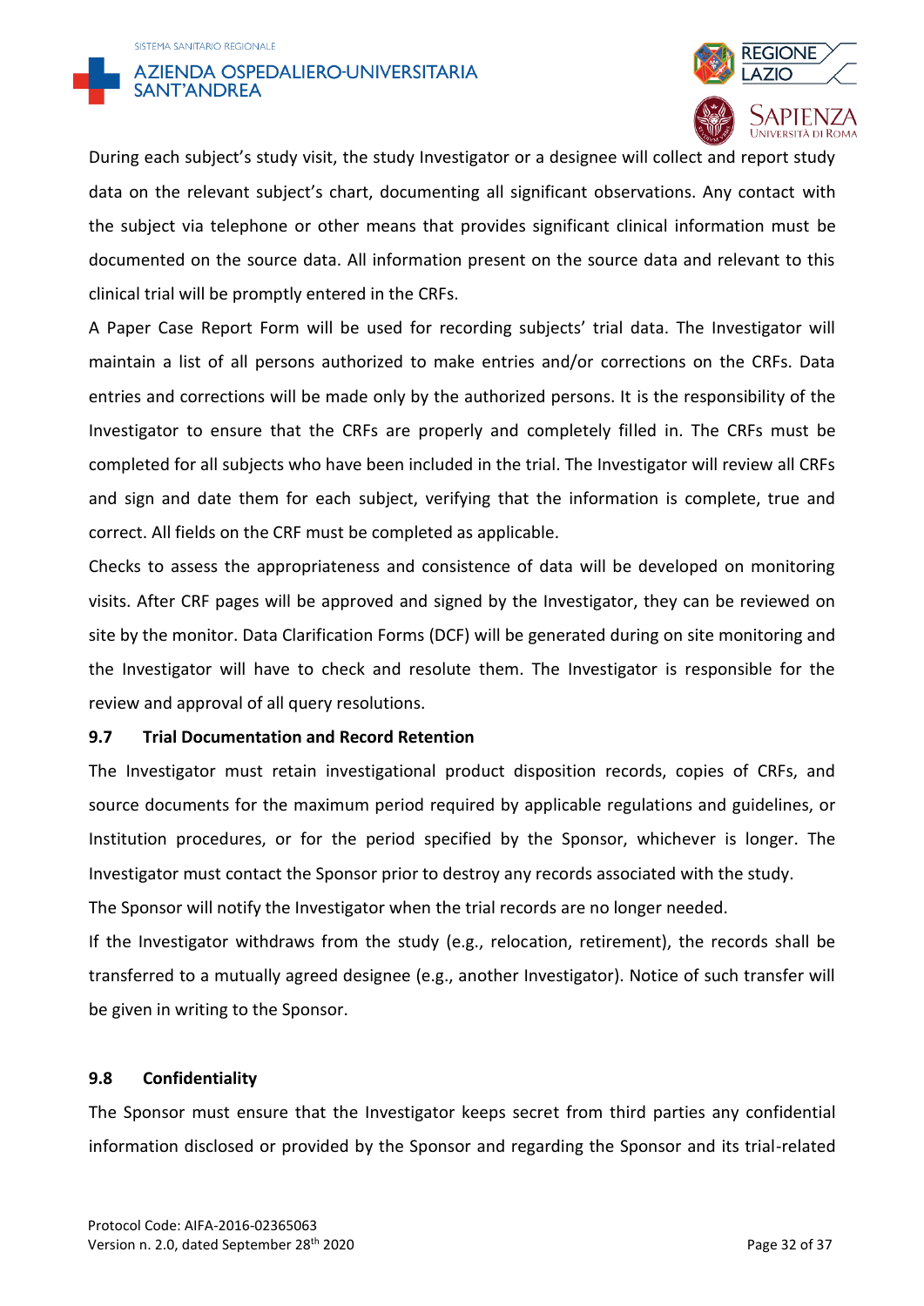During each subject's study visit, the study Investigator or a designee will collect and report study data on the relevant subject's chart, documenting all significant observations. Any contact with the subject via telephone or other means that provides significant clinical information must be documented on the source data. All information present on the source data and relevant to this clinical trial will be promptly entered in the CRFs.

A Paper Case Report Form will be used for recording subjects' trial data. The Investigator will maintain a list of all persons authorized to make entries and/or corrections on the CRFs. Data entries and corrections will be made only by the authorized persons. It is the responsibility of the Investigator to ensure that the CRFs are properly and completely filled in. The CRFs must be completed for all subjects who have been included in the trial. The Investigator will review all CRFs and sign and date them for each subject, verifying that the information is complete, true and correct. All fields on the CRF must be completed as applicable.

Checks to assess the appropriateness and consistence of data will be developed on monitoring visits. After CRF pages will be approved and signed by the Investigator, they can be reviewed on site by the monitor. Data Clarification Forms (DCF) will be generated during on site monitoring and the Investigator will have to check and resolute them. The Investigator is responsible for the review and approval of all query resolutions.

### 9.7 Trial Documentation and Record Retention

The Investigator must retain investigational product disposition records, copies of CRFs, and source documents for the maximum period required by applicable regulations and guidelines, or Institution procedures, or for the period specified by the Sponsor, whichever is longer. The Investigator must contact the Sponsor prior to destroy any records associated with the study.

The Sponsor will notify the Investigator when the trial records are no longer needed.

If the Investigator withdraws from the study (e.g., relocation, retirement), the records shall be transferred to a mutually agreed designee (e.g., another Investigator). Notice of such transfer will be given in writing to the Sponsor.

### 9.8 Confidentiality

The Sponsor must ensure that the Investigator keeps secret from third parties any confidential information disclosed or provided by the Sponsor and regarding the Sponsor and its trial-related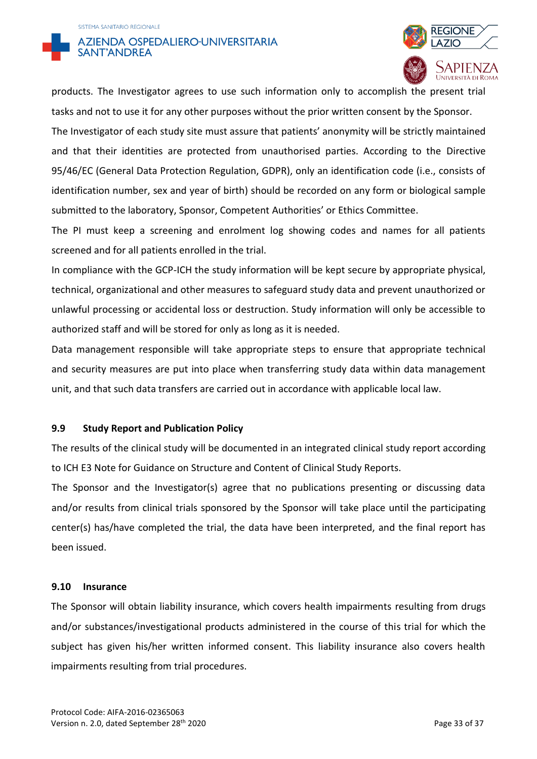products. The Investigator agrees to use such information only to accomplish the present trial tasks and not to use it for any other purposes without the prior written consent by the Sponsor.

The Investigator of each study site must assure that patients' anonymity will be strictly maintained and that their identities are protected from unauthorised parties. According to the Directive 95/46/EC (General Data Protection Regulation, GDPR), only an identification code (i.e., consists of identification number, sex and year of birth) should be recorded on any form or biological sample submitted to the laboratory, Sponsor, Competent Authorities' or Ethics Committee.

The PI must keep a screening and enrolment log showing codes and names for all patients screened and for all patients enrolled in the trial.

In compliance with the GCP-ICH the study information will be kept secure by appropriate physical, technical, organizational and other measures to safeguard study data and prevent unauthorized or unlawful processing or accidental loss or destruction. Study information will only be accessible to authorized staff and will be stored for only as long as it is needed.

Data management responsible will take appropriate steps to ensure that appropriate technical and security measures are put into place when transferring study data within data management unit, and that such data transfers are carried out in accordance with applicable local law.

### 9.9 Study Report and Publication Policy

The results of the clinical study will be documented in an integrated clinical study report according to ICH E3 Note for Guidance on Structure and Content of Clinical Study Reports.

The Sponsor and the Investigator(s) agree that no publications presenting or discussing data and/or results from clinical trials sponsored by the Sponsor will take place until the participating center(s) has/have completed the trial, the data have been interpreted, and the final report has been issued.

### 9.10 Insurance

The Sponsor will obtain liability insurance, which covers health impairments resulting from drugs and/or substances/investigational products administered in the course of this trial for which the subject has given his/her written informed consent. This liability insurance also covers health impairments resulting from trial procedures.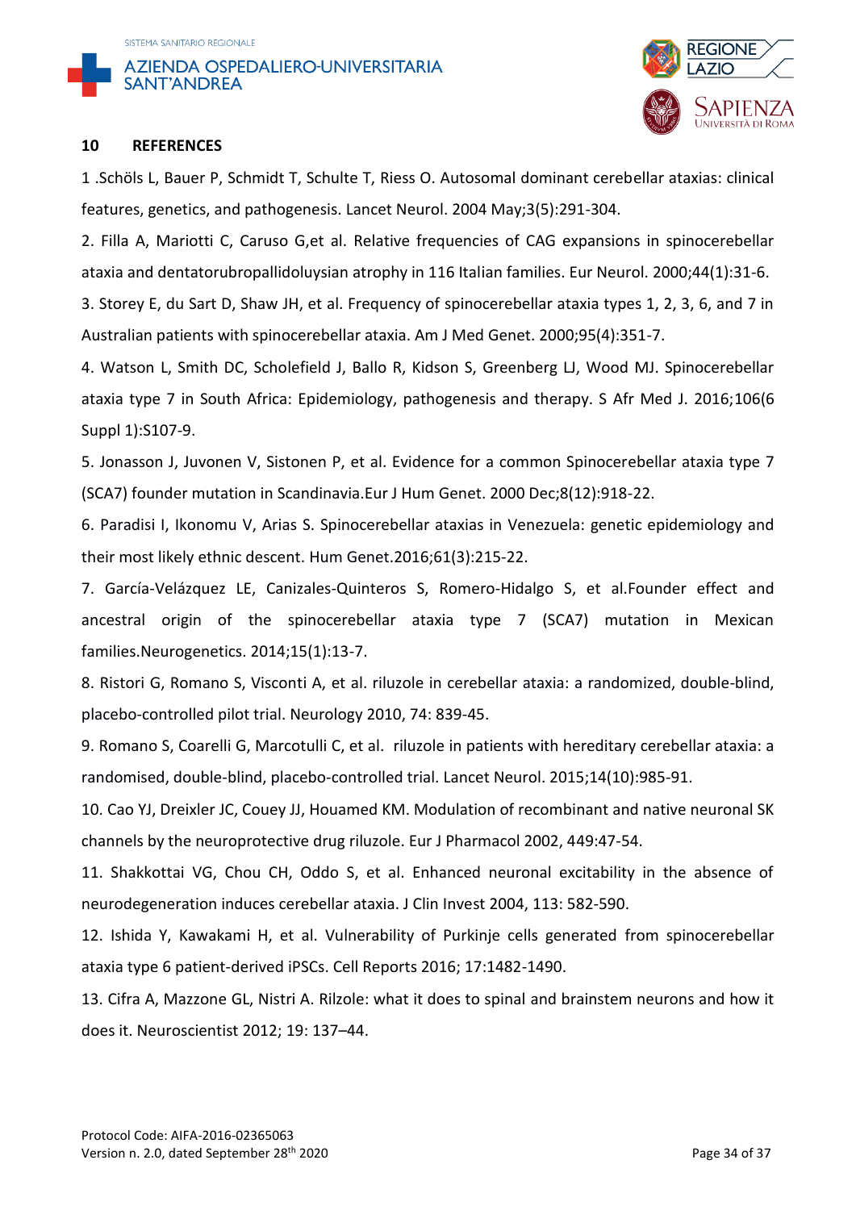## 10 REFERENCES

1 .Schöls L, Bauer P, Schmidt T, Schulte T, Riess O. Autosomal dominant cerebellar ataxias: clinical features, genetics, and pathogenesis. Lancet Neurol. 2004 May;3(5):291-304.

2. Filla A, Mariotti C, Caruso G,et al. Relative frequencies of CAG expansions in spinocerebellar ataxia and dentatorubropallidoluysian atrophy in 116 Italian families. Eur Neurol. 2000;44(1):31-6.

3. Storey E, du Sart D, Shaw JH, et al. Frequency of spinocerebellar ataxia types 1, 2, 3, 6, and 7 in Australian patients with spinocerebellar ataxia. Am J Med Genet. 2000;95(4):351-7.

4. Watson L, Smith DC, Scholefield J, Ballo R, Kidson S, Greenberg LJ, Wood MJ. Spinocerebellar ataxia type 7 in South Africa: Epidemiology, pathogenesis and therapy. S Afr Med J. 2016;106(6 Suppl 1):S107-9.

5. Jonasson J, Juvonen V, Sistonen P, et al. Evidence for a common Spinocerebellar ataxia type 7 (SCA7) founder mutation in Scandinavia.Eur J Hum Genet. 2000 Dec;8(12):918-22.

6. Paradisi I, Ikonomu V, Arias S. Spinocerebellar ataxias in Venezuela: genetic epidemiology and their most likely ethnic descent. Hum Genet.2016;61(3):215-22.

7. García-Velázquez LE, Canizales-Quinteros S, Romero-Hidalgo S, et al.Founder effect and ancestral origin of the spinocerebellar ataxia type 7 (SCA7) mutation in Mexican families.Neurogenetics. 2014;15(1):13-7.

8. Ristori G, Romano S, Visconti A, et al. riluzole in cerebellar ataxia: a randomized, double-blind, placebo-controlled pilot trial. Neurology 2010, 74: 839-45.

9. Romano S, Coarelli G, Marcotulli C, et al. riluzole in patients with hereditary cerebellar ataxia: a randomised, double-blind, placebo-controlled trial. Lancet Neurol. 2015;14(10):985-91.

10. Cao YJ, Dreixler JC, Couey JJ, Houamed KM. Modulation of recombinant and native neuronal SK channels by the neuroprotective drug riluzole. Eur J Pharmacol 2002, 449:47-54.

11. Shakkottai VG, Chou CH, Oddo S, et al. Enhanced neuronal excitability in the absence of neurodegeneration induces cerebellar ataxia. J Clin Invest 2004, 113: 582-590.

12. Ishida Y, Kawakami H, et al. Vulnerability of Purkinje cells generated from spinocerebellar ataxia type 6 patient-derived iPSCs. Cell Reports 2016; 17:1482-1490.

13. Cifra A, Mazzone GL, Nistri A. Rilzole: what it does to spinal and brainstem neurons and how it does it. Neuroscientist 2012; 19: 137–44.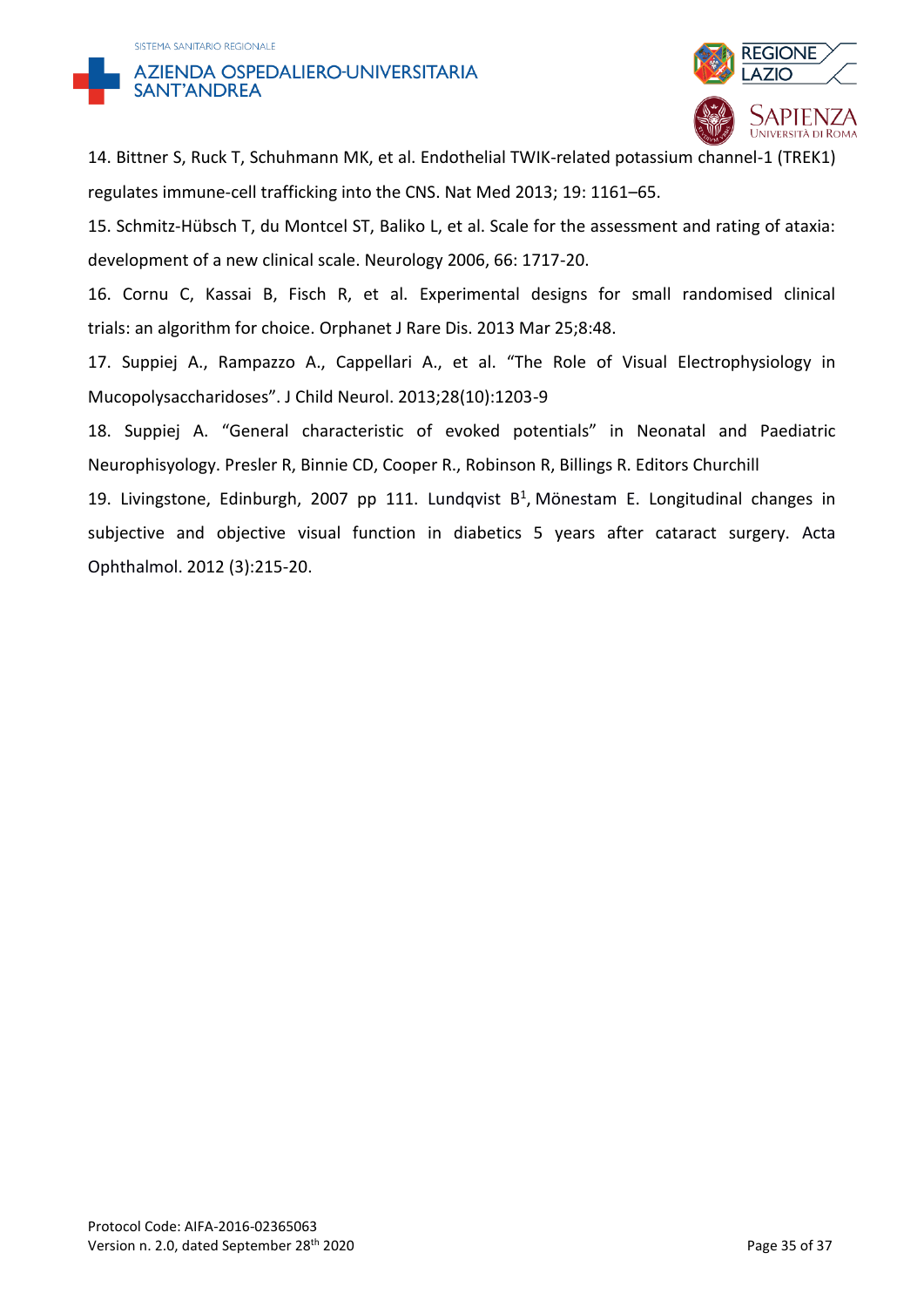14. Bittner S, Ruck T, Schuhmann MK, et al. Endothelial TWIK-related potassium channel-1 (TREK1) regulates immune-cell trafficking into the CNS. Nat Med 2013; 19: 1161–65.

15. Schmitz-Hübsch T, du Montcel ST, Baliko L, et al. Scale for the assessment and rating of ataxia: development of a new clinical scale. Neurology 2006, 66: 1717-20.

16. Cornu C, Kassai B, Fisch R, et al. Experimental designs for small randomised clinical trials: an algorithm for choice. Orphanet J Rare Dis. 2013 Mar 25;8:48.

17. Suppiej A., Rampazzo A., Cappellari A., et al. "The Role of Visual Electrophysiology in Mucopolysaccharidoses". J Child Neurol. 2013;28(10):1203-9

18. Suppiej A. "General characteristic of evoked potentials" in Neonatal and Paediatric Neurophisyology. Presler R, Binnie CD, Cooper R., Robinson R, Billings R. Editors Churchill

19. Livingstone, Edinburgh, 2007 pp 111. Lundqvist B[1], Mönestam E. Longitudinal changes in subjective and objective visual function in diabetics 5 years after cataract surgery. Acta Ophthalmol. 2012 (3):215-20.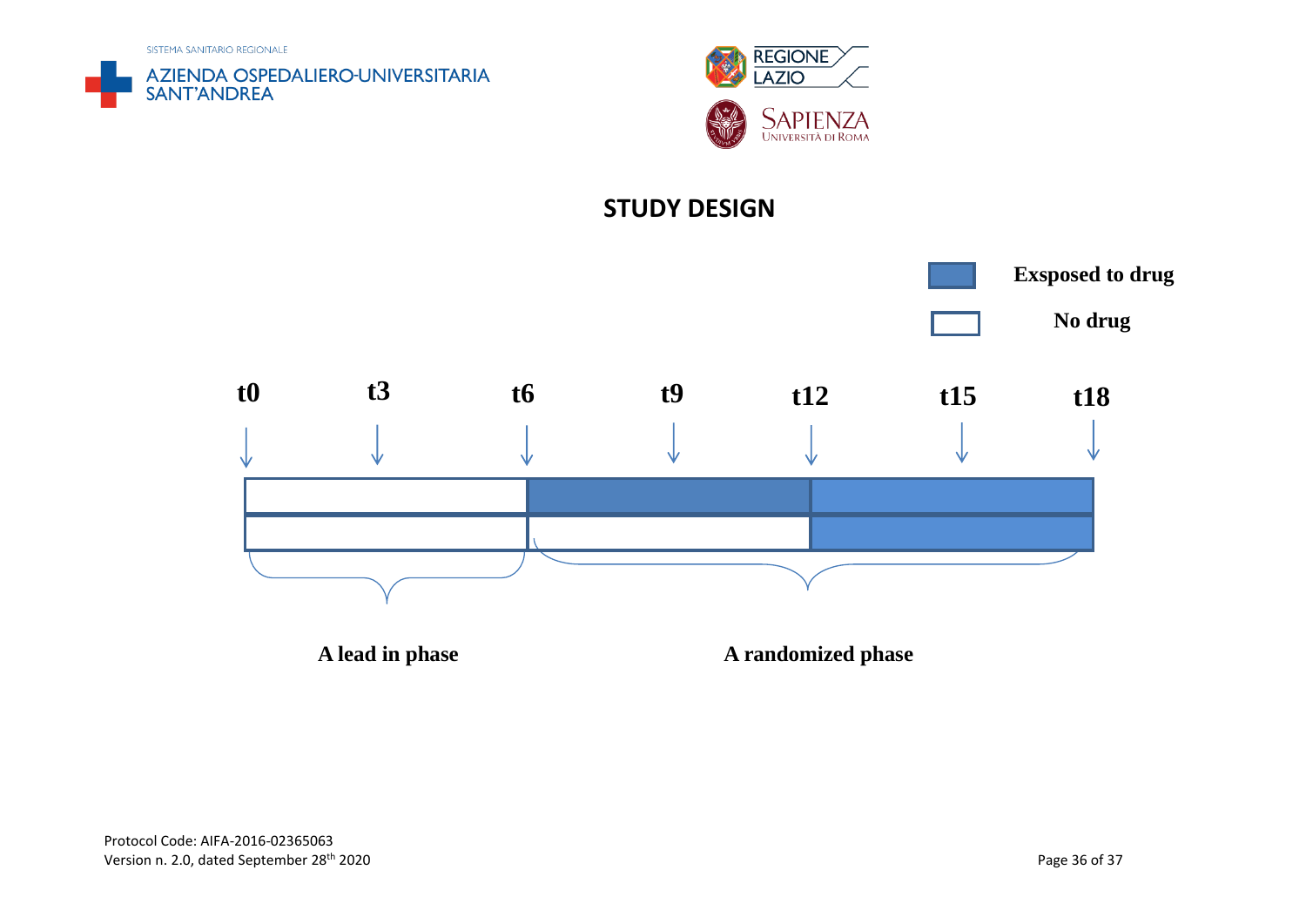## STUDY DESIGN

Exsposed to drug

No drug

t0 t3 t6 t9 t12 t15 t18

A lead in phase

A randomized phase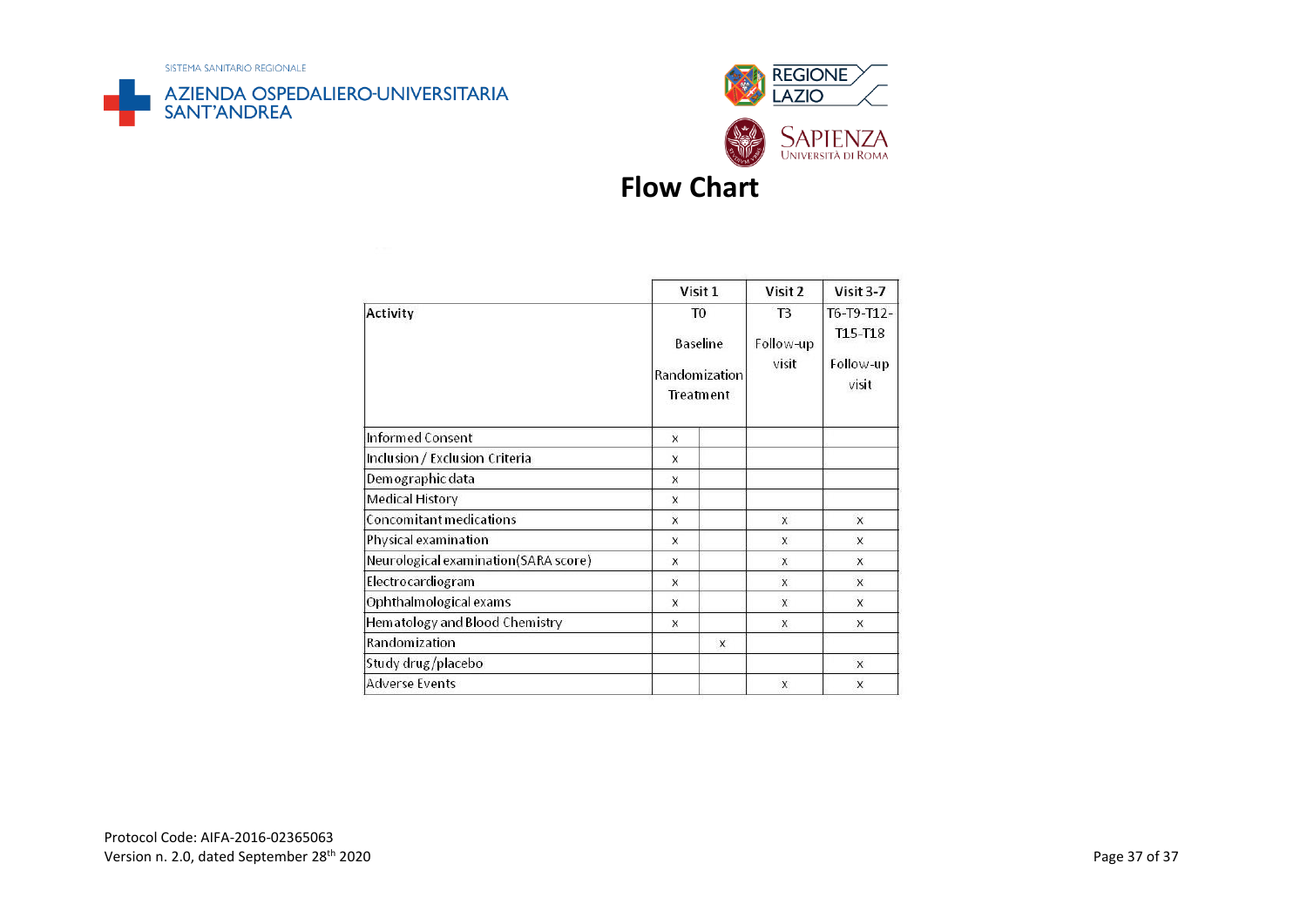# Flow Chart

| Activity | Visit 1<br>T0<br>Baseline | Randomization<br>Treatment | Visit 2<br>T3<br>Follow-up visit | Visit 3-7<br>T6-T9-T12-T15-T18<br>Follow-up visit |
|---|---|---|---|---|
| Informed Consent | x | | | |
| Inclusion / Exclusion Criteria | x | | | |
| Demographic data | x | | | |
| Medical History | x | | | |
| Concomitant medications | x | | x | x |
| Physical examination | x | | x | x |
| Neurological examination(SARA score) | x | | x | x |
| Electrocardiogram | x | | x | x |
| Ophthalmological exams | x | | x | x |
| Hematology and Blood Chemistry | x | | x | x |
| Randomization | | x | | |
| Study drug/placebo | | | | x |
| Adverse Events | | | x | x |